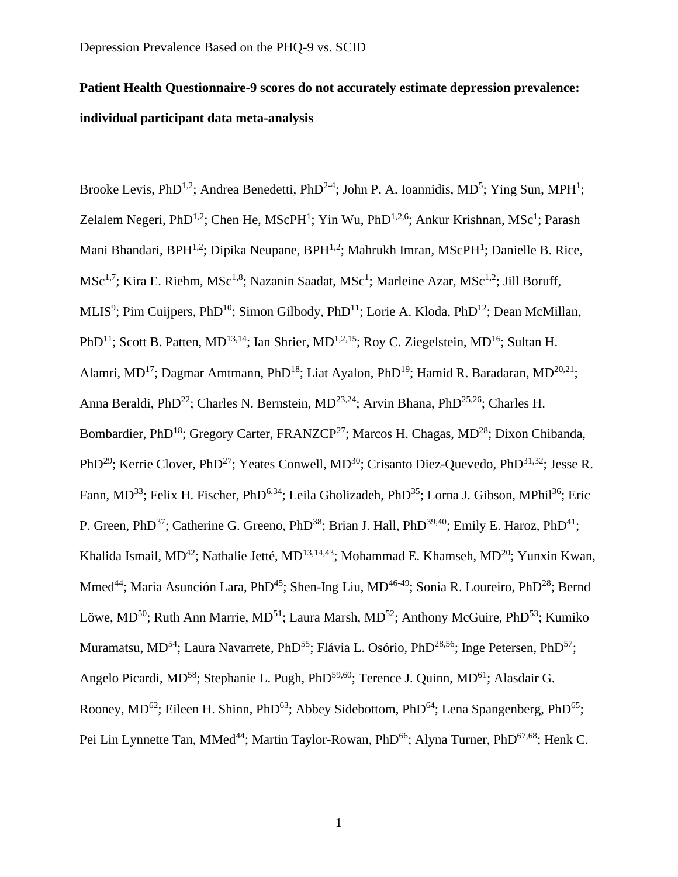# Patient Health Questionnaire-9 scores do not accurately estimate depression prevalence: individual participant data meta-analysis

Brooke Levis, PhD[1,2]; Andrea Benedetti, PhD[2-4]; John P. A. Ioannidis, MD[5]; Ying Sun, MPH[1]; Zelalem Negeri, PhD[1,2]; Chen He, MScPH[1]; Yin Wu, PhD[1,2,6]; Ankur Krishnan, MSc[1]; Parash Mani Bhandari, BPH[1,2]; Dipika Neupane, BPH[1,2]; Mahrukh Imran, MScPH[1]; Danielle B. Rice, MSc[1,7]; Kira E. Riehm, MSc[1,8]; Nazanin Saadat, MSc[1]; Marleine Azar, MSc[1,2]; Jill Boruff, MLIS[9]; Pim Cuijpers, PhD[10]; Simon Gilbody, PhD[11]; Lorie A. Kloda, PhD[12]; Dean McMillan, PhD[11]; Scott B. Patten, MD[13,14]; Ian Shrier, MD[1,2,15]; Roy C. Ziegelstein, MD[16]; Sultan H. Alamri, MD[17]; Dagmar Amtmann, PhD[18]; Liat Ayalon, PhD[19]; Hamid R. Baradaran, MD[20,21]; Anna Beraldi, PhD[22]; Charles N. Bernstein, MD[23,24]; Arvin Bhana, PhD[25,26]; Charles H. Bombardier, PhD[18]; Gregory Carter, FRANZCP[27]; Marcos H. Chagas, MD[28]; Dixon Chibanda, PhD[29]; Kerrie Clover, PhD[27]; Yeates Conwell, MD[30]; Crisanto Diez-Quevedo, PhD[31,32]; Jesse R. Fann, MD[33]; Felix H. Fischer, PhD[6,34]; Leila Gholizadeh, PhD[35]; Lorna J. Gibson, MPhil[36]; Eric P. Green, PhD[37]; Catherine G. Greeno, PhD[38]; Brian J. Hall, PhD[39,40]; Emily E. Haroz, PhD[41]; Khalida Ismail, MD[42]; Nathalie Jetté, MD[13,14,43]; Mohammad E. Khamseh, MD[20]; Yunxin Kwan, Mmed[44]; Maria Asunción Lara, PhD[45]; Shen-Ing Liu, MD[46-49]; Sonia R. Loureiro, PhD[28]; Bernd Löwe, MD[50]; Ruth Ann Marrie, MD[51]; Laura Marsh, MD[52]; Anthony McGuire, PhD[53]; Kumiko Muramatsu, MD[54]; Laura Navarrete, PhD[55]; Flávia L. Osório, PhD[28,56]; Inge Petersen, PhD[57]; Angelo Picardi, MD[58]; Stephanie L. Pugh, PhD[59,60]; Terence J. Quinn, MD[61]; Alasdair G. Rooney, MD[62]; Eileen H. Shinn, PhD[63]; Abbey Sidebottom, PhD[64]; Lena Spangenberg, PhD[65]; Pei Lin Lynnette Tan, MMed[44]; Martin Taylor-Rowan, PhD[66]; Alyna Turner, PhD[67,68]; Henk C.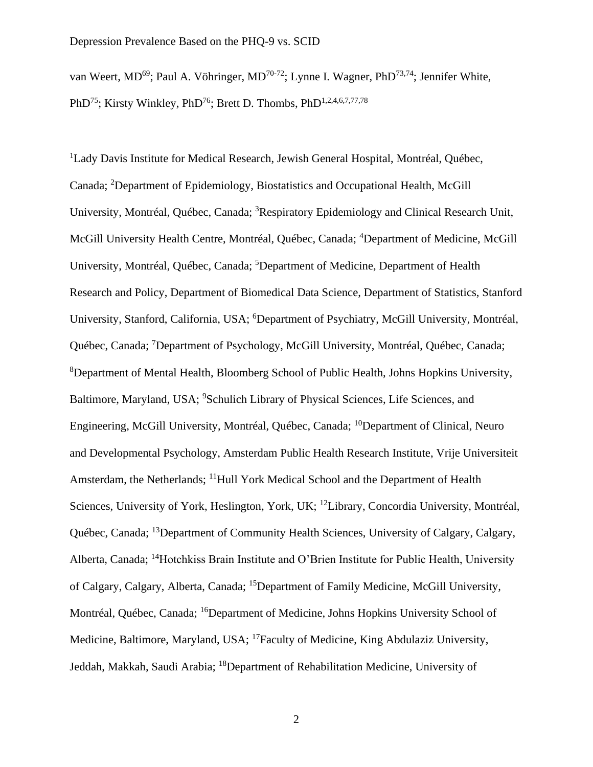van Weert, MD[69]; Paul A. Vöhringer, MD[70-72]; Lynne I. Wagner, PhD[73,74]; Jennifer White, PhD[75]; Kirsty Winkley, PhD[76]; Brett D. Thombs, PhD[1,2,4,6,7,77,78]

[1]Lady Davis Institute for Medical Research, Jewish General Hospital, Montréal, Québec, Canada; [2]Department of Epidemiology, Biostatistics and Occupational Health, McGill University, Montréal, Québec, Canada; [3]Respiratory Epidemiology and Clinical Research Unit, McGill University Health Centre, Montréal, Québec, Canada; [4]Department of Medicine, McGill University, Montréal, Québec, Canada; [5]Department of Medicine, Department of Health Research and Policy, Department of Biomedical Data Science, Department of Statistics, Stanford University, Stanford, California, USA; [6]Department of Psychiatry, McGill University, Montréal, Québec, Canada; [7]Department of Psychology, McGill University, Montréal, Québec, Canada; [8]Department of Mental Health, Bloomberg School of Public Health, Johns Hopkins University, Baltimore, Maryland, USA; [9]Schulich Library of Physical Sciences, Life Sciences, and Engineering, McGill University, Montréal, Québec, Canada; [10]Department of Clinical, Neuro and Developmental Psychology, Amsterdam Public Health Research Institute, Vrije Universiteit Amsterdam, the Netherlands; [11]Hull York Medical School and the Department of Health Sciences, University of York, Heslington, York, UK; [12]Library, Concordia University, Montréal, Québec, Canada; [13]Department of Community Health Sciences, University of Calgary, Calgary, Alberta, Canada; [14]Hotchkiss Brain Institute and O'Brien Institute for Public Health, University of Calgary, Calgary, Alberta, Canada; [15]Department of Family Medicine, McGill University, Montréal, Québec, Canada; [16]Department of Medicine, Johns Hopkins University School of Medicine, Baltimore, Maryland, USA; [17]Faculty of Medicine, King Abdulaziz University, Jeddah, Makkah, Saudi Arabia; [18]Department of Rehabilitation Medicine, University of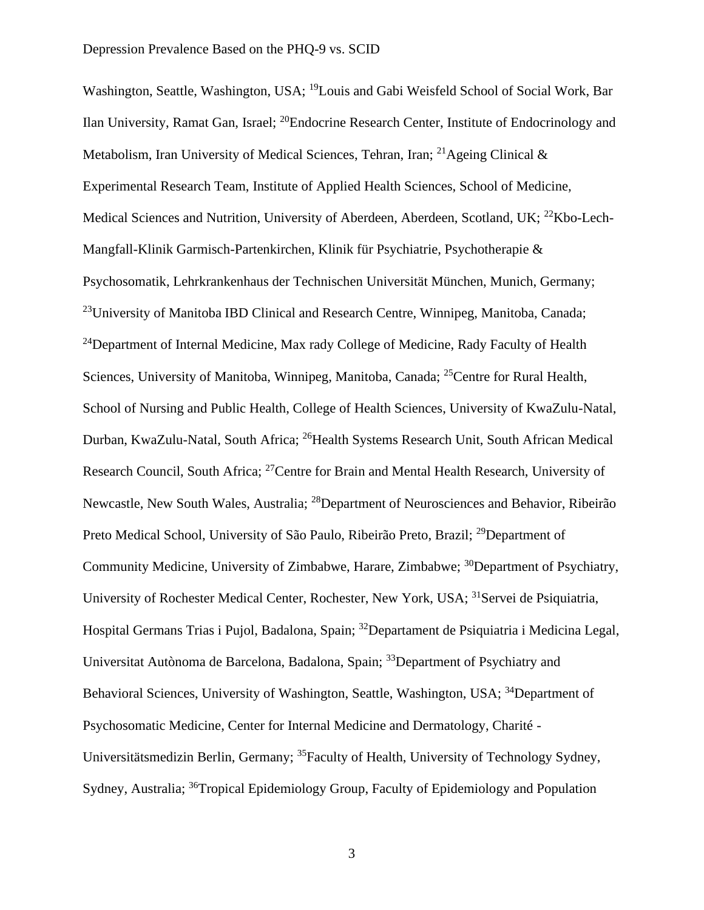Washington, Seattle, Washington, USA; [19]Louis and Gabi Weisfeld School of Social Work, Bar Ilan University, Ramat Gan, Israel; [20]Endocrine Research Center, Institute of Endocrinology and Metabolism, Iran University of Medical Sciences, Tehran, Iran; [21]Ageing Clinical & Experimental Research Team, Institute of Applied Health Sciences, School of Medicine, Medical Sciences and Nutrition, University of Aberdeen, Aberdeen, Scotland, UK; [22]Kbo-Lech-Mangfall-Klinik Garmisch-Partenkirchen, Klinik für Psychiatrie, Psychotherapie & Psychosomatik, Lehrkrankenhaus der Technischen Universität München, Munich, Germany; [23]University of Manitoba IBD Clinical and Research Centre, Winnipeg, Manitoba, Canada; [24]Department of Internal Medicine, Max rady College of Medicine, Rady Faculty of Health Sciences, University of Manitoba, Winnipeg, Manitoba, Canada; [25]Centre for Rural Health, School of Nursing and Public Health, College of Health Sciences, University of KwaZulu-Natal, Durban, KwaZulu-Natal, South Africa; [26]Health Systems Research Unit, South African Medical Research Council, South Africa; [27]Centre for Brain and Mental Health Research, University of Newcastle, New South Wales, Australia; [28]Department of Neurosciences and Behavior, Ribeirão Preto Medical School, University of São Paulo, Ribeirão Preto, Brazil; [29]Department of Community Medicine, University of Zimbabwe, Harare, Zimbabwe; [30]Department of Psychiatry, University of Rochester Medical Center, Rochester, New York, USA; [31]Servei de Psiquiatria, Hospital Germans Trias i Pujol, Badalona, Spain; [32]Departament de Psiquiatria i Medicina Legal, Universitat Autònoma de Barcelona, Badalona, Spain; [33]Department of Psychiatry and Behavioral Sciences, University of Washington, Seattle, Washington, USA; [34]Department of Psychosomatic Medicine, Center for Internal Medicine and Dermatology, Charité - Universitätsmedizin Berlin, Germany; [35]Faculty of Health, University of Technology Sydney, Sydney, Australia; [36]Tropical Epidemiology Group, Faculty of Epidemiology and Population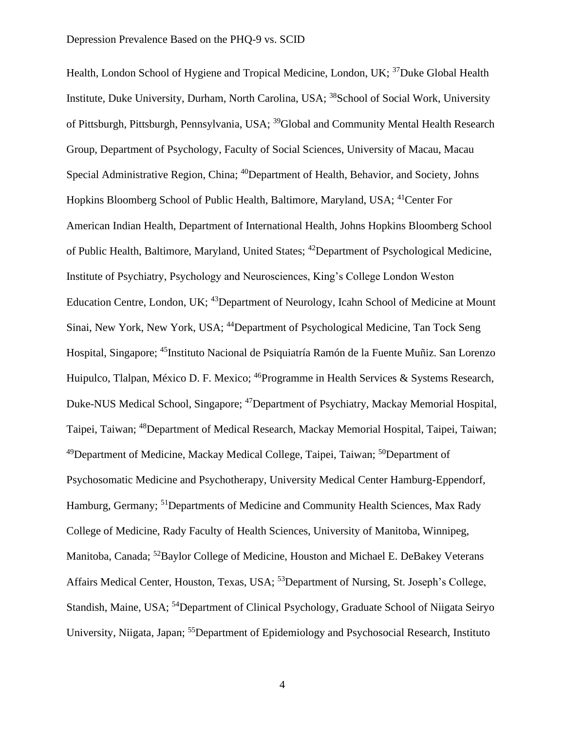Health, London School of Hygiene and Tropical Medicine, London, UK; [37]Duke Global Health Institute, Duke University, Durham, North Carolina, USA; [38]School of Social Work, University of Pittsburgh, Pittsburgh, Pennsylvania, USA; [39]Global and Community Mental Health Research Group, Department of Psychology, Faculty of Social Sciences, University of Macau, Macau Special Administrative Region, China; [40]Department of Health, Behavior, and Society, Johns Hopkins Bloomberg School of Public Health, Baltimore, Maryland, USA; [41]Center For American Indian Health, Department of International Health, Johns Hopkins Bloomberg School of Public Health, Baltimore, Maryland, United States; [42]Department of Psychological Medicine, Institute of Psychiatry, Psychology and Neurosciences, King's College London Weston Education Centre, London, UK; [43]Department of Neurology, Icahn School of Medicine at Mount Sinai, New York, New York, USA; [44]Department of Psychological Medicine, Tan Tock Seng Hospital, Singapore; [45]Instituto Nacional de Psiquiatría Ramón de la Fuente Muñiz. San Lorenzo Huipulco, Tlalpan, México D. F. Mexico; [46]Programme in Health Services & Systems Research, Duke-NUS Medical School, Singapore; [47]Department of Psychiatry, Mackay Memorial Hospital, Taipei, Taiwan; [48]Department of Medical Research, Mackay Memorial Hospital, Taipei, Taiwan; [49]Department of Medicine, Mackay Medical College, Taipei, Taiwan; [50]Department of Psychosomatic Medicine and Psychotherapy, University Medical Center Hamburg-Eppendorf, Hamburg, Germany; [51]Departments of Medicine and Community Health Sciences, Max Rady College of Medicine, Rady Faculty of Health Sciences, University of Manitoba, Winnipeg, Manitoba, Canada; [52]Baylor College of Medicine, Houston and Michael E. DeBakey Veterans Affairs Medical Center, Houston, Texas, USA; [53]Department of Nursing, St. Joseph's College, Standish, Maine, USA; [54]Department of Clinical Psychology, Graduate School of Niigata Seiryo University, Niigata, Japan; [55]Department of Epidemiology and Psychosocial Research, Instituto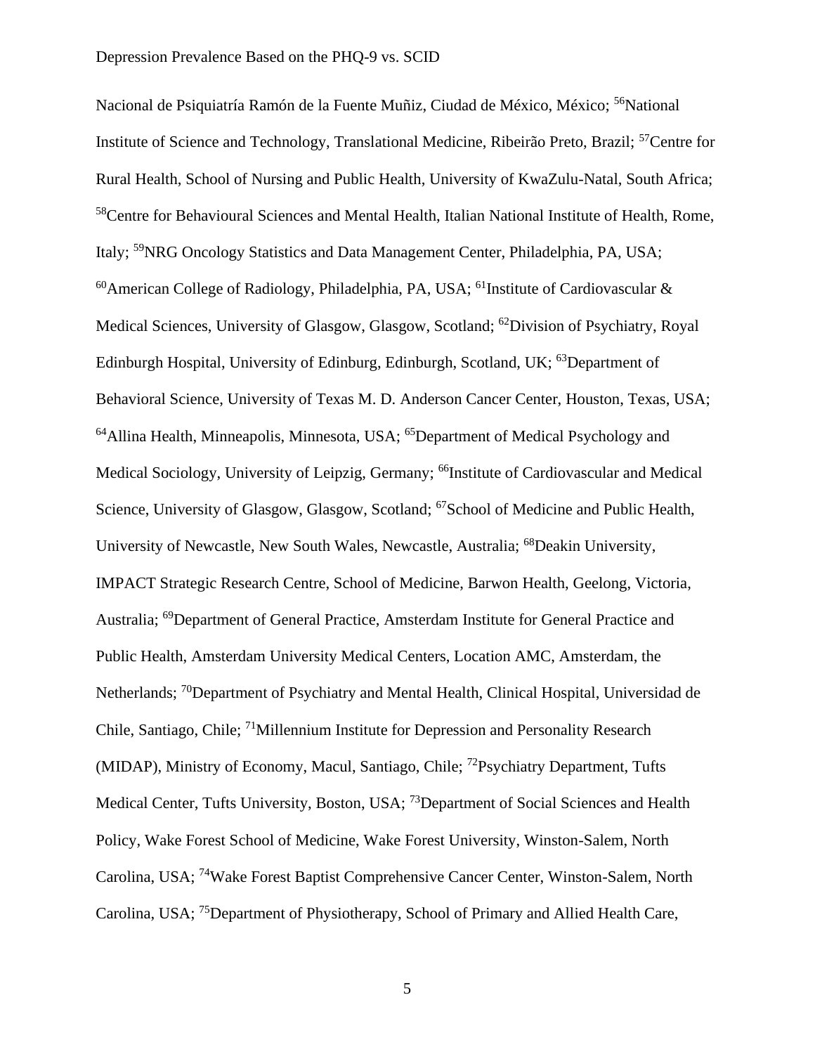Nacional de Psiquiatría Ramón de la Fuente Muñiz, Ciudad de México, México; [56]National Institute of Science and Technology, Translational Medicine, Ribeirão Preto, Brazil; [57]Centre for Rural Health, School of Nursing and Public Health, University of KwaZulu-Natal, South Africa; [58]Centre for Behavioural Sciences and Mental Health, Italian National Institute of Health, Rome, Italy; [59]NRG Oncology Statistics and Data Management Center, Philadelphia, PA, USA; [60]American College of Radiology, Philadelphia, PA, USA; [61]Institute of Cardiovascular & Medical Sciences, University of Glasgow, Glasgow, Scotland; [62]Division of Psychiatry, Royal Edinburgh Hospital, University of Edinburg, Edinburgh, Scotland, UK; [63]Department of Behavioral Science, University of Texas M. D. Anderson Cancer Center, Houston, Texas, USA; [64]Allina Health, Minneapolis, Minnesota, USA; [65]Department of Medical Psychology and Medical Sociology, University of Leipzig, Germany; [66]Institute of Cardiovascular and Medical Science, University of Glasgow, Glasgow, Scotland; [67]School of Medicine and Public Health, University of Newcastle, New South Wales, Newcastle, Australia; [68]Deakin University, IMPACT Strategic Research Centre, School of Medicine, Barwon Health, Geelong, Victoria, Australia; [69]Department of General Practice, Amsterdam Institute for General Practice and Public Health, Amsterdam University Medical Centers, Location AMC, Amsterdam, the Netherlands; [70]Department of Psychiatry and Mental Health, Clinical Hospital, Universidad de Chile, Santiago, Chile; [71]Millennium Institute for Depression and Personality Research (MIDAP), Ministry of Economy, Macul, Santiago, Chile; [72]Psychiatry Department, Tufts Medical Center, Tufts University, Boston, USA; [73]Department of Social Sciences and Health Policy, Wake Forest School of Medicine, Wake Forest University, Winston-Salem, North Carolina, USA; [74]Wake Forest Baptist Comprehensive Cancer Center, Winston-Salem, North Carolina, USA; [75]Department of Physiotherapy, School of Primary and Allied Health Care,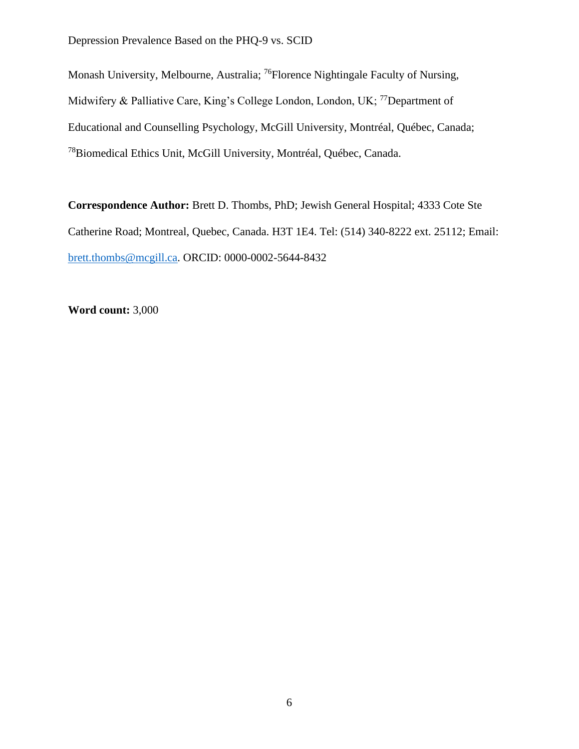Monash University, Melbourne, Australia; [76]Florence Nightingale Faculty of Nursing, Midwifery & Palliative Care, King's College London, London, UK; [77]Department of Educational and Counselling Psychology, McGill University, Montréal, Québec, Canada; [78]Biomedical Ethics Unit, McGill University, Montréal, Québec, Canada.

**Correspondence Author:** Brett D. Thombs, PhD; Jewish General Hospital; 4333 Cote Ste Catherine Road; Montreal, Quebec, Canada. H3T 1E4. Tel: (514) 340-8222 ext. 25112; Email: brett.thombs@mcgill.ca. ORCID: 0000-0002-5644-8432

**Word count:** 3,000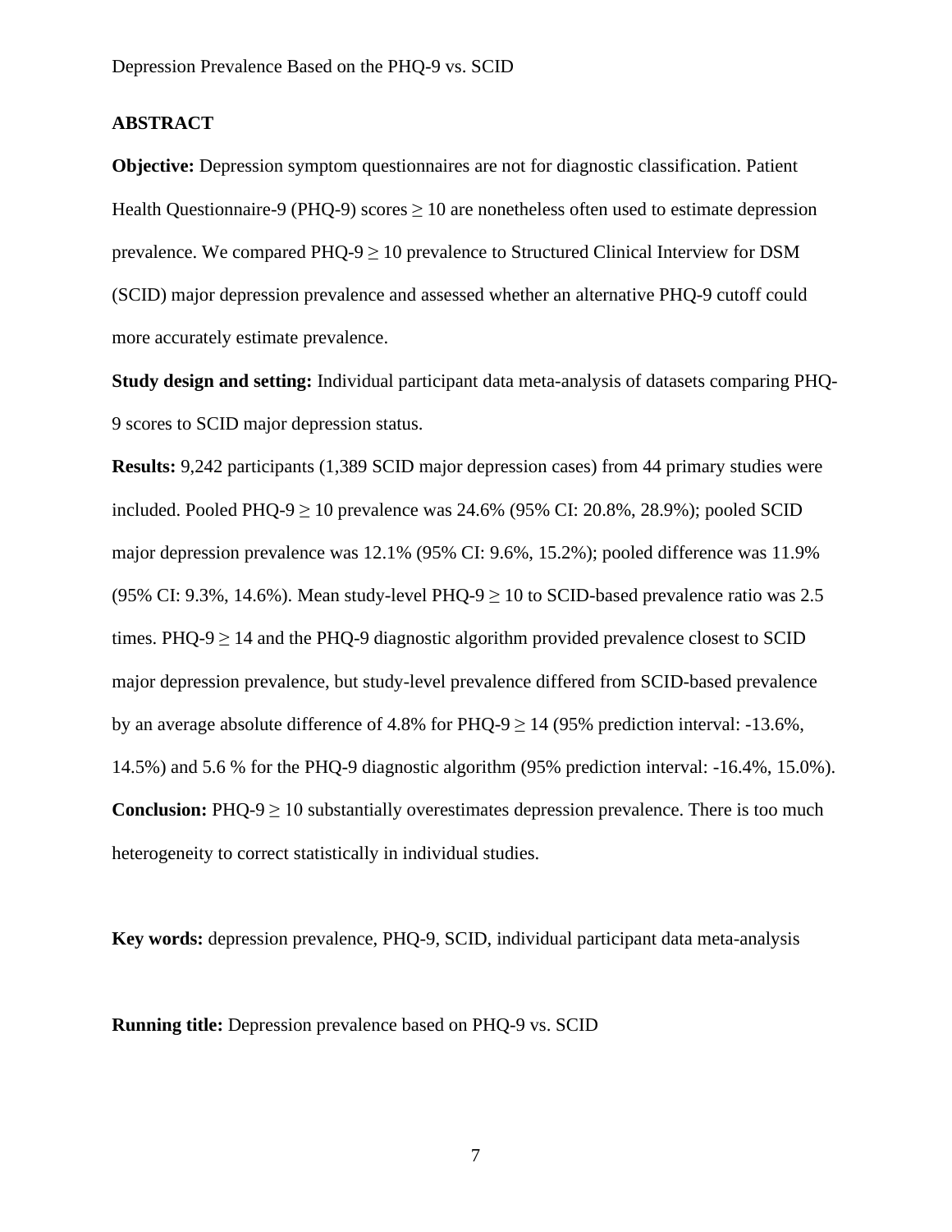## ABSTRACT

**Objective:** Depression symptom questionnaires are not for diagnostic classification. Patient Health Questionnaire-9 (PHQ-9) scores $\geq 10$ are nonetheless often used to estimate depression prevalence. We compared PHQ-9 $\geq 10$ prevalence to Structured Clinical Interview for DSM (SCID) major depression prevalence and assessed whether an alternative PHQ-9 cutoff could more accurately estimate prevalence.

**Study design and setting:** Individual participant data meta-analysis of datasets comparing PHQ-9 scores to SCID major depression status.

**Results:** 9,242 participants (1,389 SCID major depression cases) from 44 primary studies were included. Pooled PHQ-9 $\geq 10$ prevalence was 24.6% (95% CI: 20.8%, 28.9%); pooled SCID major depression prevalence was 12.1% (95% CI: 9.6%, 15.2%); pooled difference was 11.9% (95% CI: 9.3%, 14.6%). Mean study-level PHQ-9 $\geq 10$ to SCID-based prevalence ratio was 2.5 times. PHQ-9 $\geq 14$ and the PHQ-9 diagnostic algorithm provided prevalence closest to SCID major depression prevalence, but study-level prevalence differed from SCID-based prevalence by an average absolute difference of 4.8% for PHQ-9 $\geq 14$ (95% prediction interval: -13.6%, 14.5%) and 5.6 % for the PHQ-9 diagnostic algorithm (95% prediction interval: -16.4%, 15.0%).

**Conclusion:** PHQ-9 $\geq 10$ substantially overestimates depression prevalence. There is too much heterogeneity to correct statistically in individual studies.

**Key words:** depression prevalence, PHQ-9, SCID, individual participant data meta-analysis

**Running title:** Depression prevalence based on PHQ-9 vs. SCID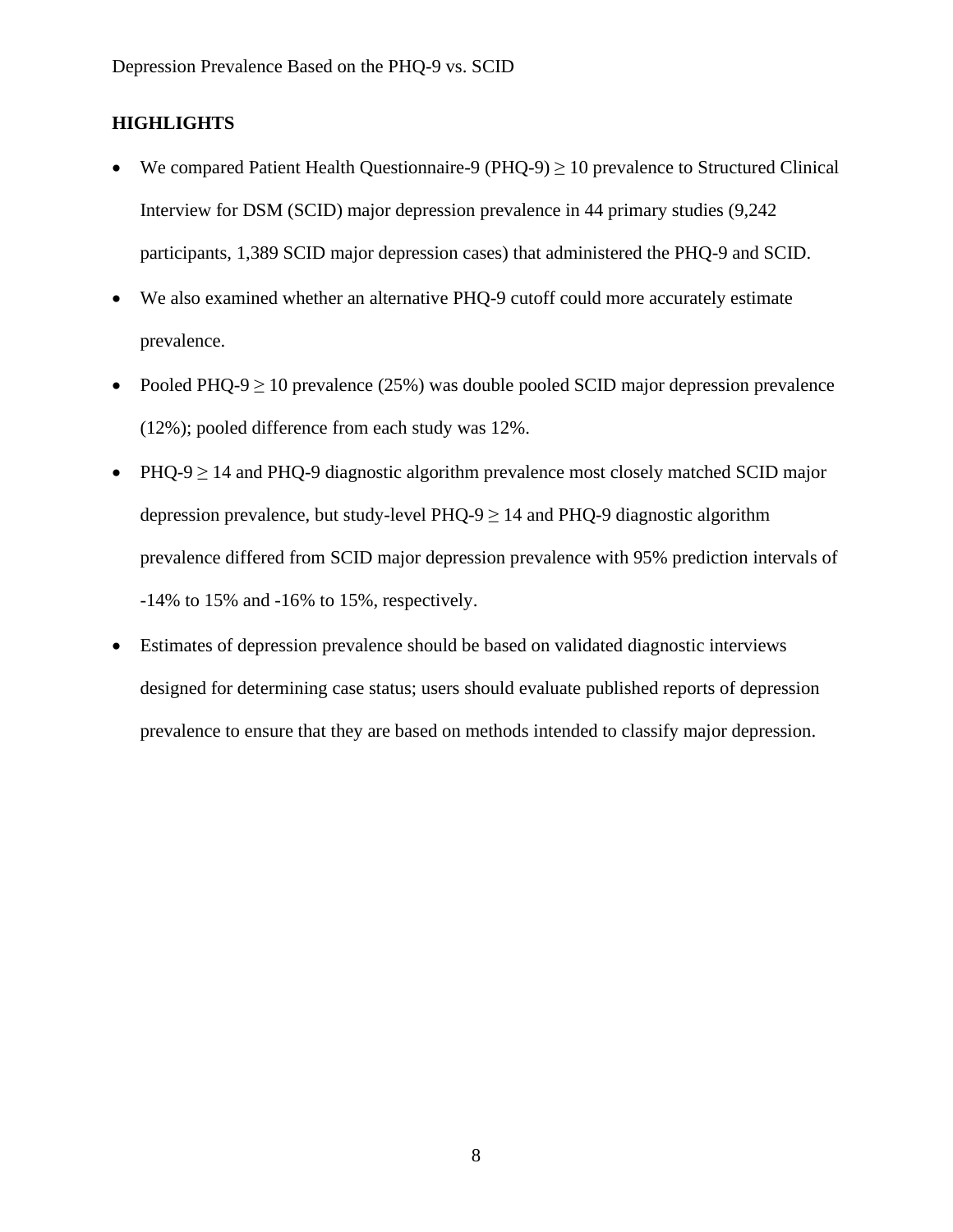## HIGHLIGHTS

- We compared Patient Health Questionnaire-9 (PHQ-9) $\geq$ 10 prevalence to Structured Clinical Interview for DSM (SCID) major depression prevalence in 44 primary studies (9,242 participants, 1,389 SCID major depression cases) that administered the PHQ-9 and SCID.
- We also examined whether an alternative PHQ-9 cutoff could more accurately estimate prevalence.
- Pooled PHQ-9 $\geq$ 10 prevalence (25%) was double pooled SCID major depression prevalence (12%); pooled difference from each study was 12%.
- PHQ-9 $\geq$ 14 and PHQ-9 diagnostic algorithm prevalence most closely matched SCID major depression prevalence, but study-level PHQ-9 $\geq$ 14 and PHQ-9 diagnostic algorithm prevalence differed from SCID major depression prevalence with 95% prediction intervals of -14% to 15% and -16% to 15%, respectively.
- Estimates of depression prevalence should be based on validated diagnostic interviews designed for determining case status; users should evaluate published reports of depression prevalence to ensure that they are based on methods intended to classify major depression.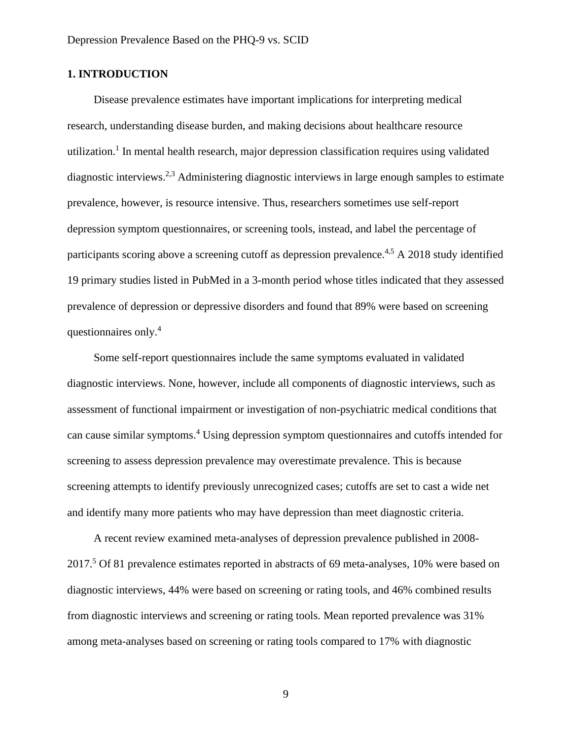## 1. INTRODUCTION

Disease prevalence estimates have important implications for interpreting medical research, understanding disease burden, and making decisions about healthcare resource utilization.[1] In mental health research, major depression classification requires using validated diagnostic interviews.[2,3] Administering diagnostic interviews in large enough samples to estimate prevalence, however, is resource intensive. Thus, researchers sometimes use self-report depression symptom questionnaires, or screening tools, instead, and label the percentage of participants scoring above a screening cutoff as depression prevalence.[4,5] A 2018 study identified 19 primary studies listed in PubMed in a 3-month period whose titles indicated that they assessed prevalence of depression or depressive disorders and found that 89% were based on screening questionnaires only.[4]

Some self-report questionnaires include the same symptoms evaluated in validated diagnostic interviews. None, however, include all components of diagnostic interviews, such as assessment of functional impairment or investigation of non-psychiatric medical conditions that can cause similar symptoms.[4] Using depression symptom questionnaires and cutoffs intended for screening to assess depression prevalence may overestimate prevalence. This is because screening attempts to identify previously unrecognized cases; cutoffs are set to cast a wide net and identify many more patients who may have depression than meet diagnostic criteria.

A recent review examined meta-analyses of depression prevalence published in 2008-2017.[5] Of 81 prevalence estimates reported in abstracts of 69 meta-analyses, 10% were based on diagnostic interviews, 44% were based on screening or rating tools, and 46% combined results from diagnostic interviews and screening or rating tools. Mean reported prevalence was 31% among meta-analyses based on screening or rating tools compared to 17% with diagnostic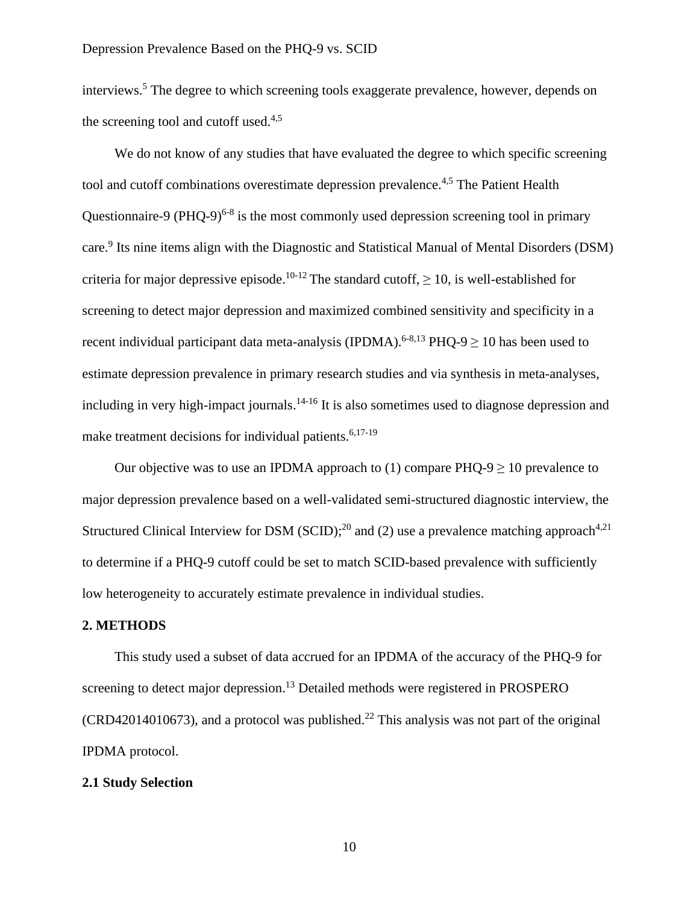interviews.[5] The degree to which screening tools exaggerate prevalence, however, depends on the screening tool and cutoff used.[4,5]

We do not know of any studies that have evaluated the degree to which specific screening tool and cutoff combinations overestimate depression prevalence.[4,5] The Patient Health Questionnaire-9 (PHQ-9)[6-8] is the most commonly used depression screening tool in primary care.[9] Its nine items align with the Diagnostic and Statistical Manual of Mental Disorders (DSM) criteria for major depressive episode.[10-12] The standard cutoff, ≥ 10, is well-established for screening to detect major depression and maximized combined sensitivity and specificity in a recent individual participant data meta-analysis (IPDMA).[6-8,13] PHQ-9 ≥ 10 has been used to estimate depression prevalence in primary research studies and via synthesis in meta-analyses, including in very high-impact journals.[14-16] It is also sometimes used to diagnose depression and make treatment decisions for individual patients.[6,17-19]

Our objective was to use an IPDMA approach to (1) compare PHQ-9 ≥ 10 prevalence to major depression prevalence based on a well-validated semi-structured diagnostic interview, the Structured Clinical Interview for DSM (SCID);[20] and (2) use a prevalence matching approach[4,21] to determine if a PHQ-9 cutoff could be set to match SCID-based prevalence with sufficiently low heterogeneity to accurately estimate prevalence in individual studies.

## 2. METHODS

This study used a subset of data accrued for an IPDMA of the accuracy of the PHQ-9 for screening to detect major depression.[13] Detailed methods were registered in PROSPERO (CRD42014010673), and a protocol was published.[22] This analysis was not part of the original IPDMA protocol.

### 2.1 Study Selection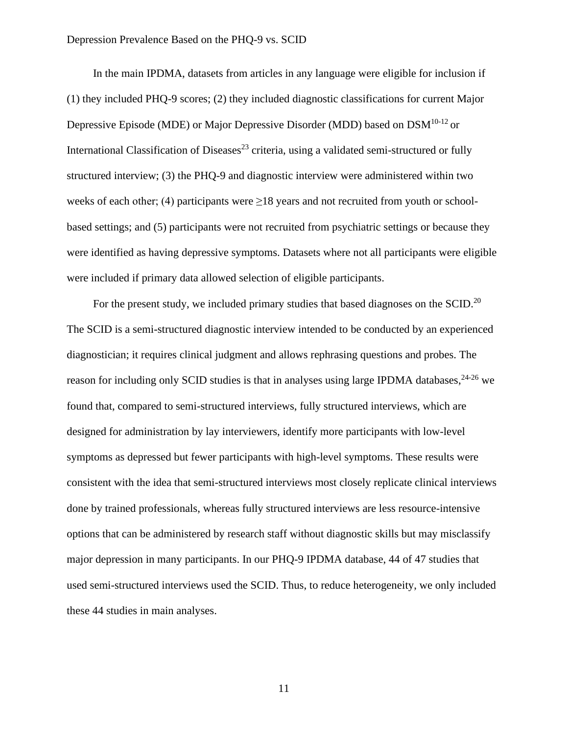In the main IPDMA, datasets from articles in any language were eligible for inclusion if (1) they included PHQ-9 scores; (2) they included diagnostic classifications for current Major Depressive Episode (MDE) or Major Depressive Disorder (MDD) based on DSM[10-12] or International Classification of Diseases[23] criteria, using a validated semi-structured or fully structured interview; (3) the PHQ-9 and diagnostic interview were administered within two weeks of each other; (4) participants were ≥18 years and not recruited from youth or school-based settings; and (5) participants were not recruited from psychiatric settings or because they were identified as having depressive symptoms. Datasets where not all participants were eligible were included if primary data allowed selection of eligible participants.

For the present study, we included primary studies that based diagnoses on the SCID.[20] The SCID is a semi-structured diagnostic interview intended to be conducted by an experienced diagnostician; it requires clinical judgment and allows rephrasing questions and probes. The reason for including only SCID studies is that in analyses using large IPDMA databases,[24-26] we found that, compared to semi-structured interviews, fully structured interviews, which are designed for administration by lay interviewers, identify more participants with low-level symptoms as depressed but fewer participants with high-level symptoms. These results were consistent with the idea that semi-structured interviews most closely replicate clinical interviews done by trained professionals, whereas fully structured interviews are less resource-intensive options that can be administered by research staff without diagnostic skills but may misclassify major depression in many participants. In our PHQ-9 IPDMA database, 44 of 47 studies that used semi-structured interviews used the SCID. Thus, to reduce heterogeneity, we only included these 44 studies in main analyses.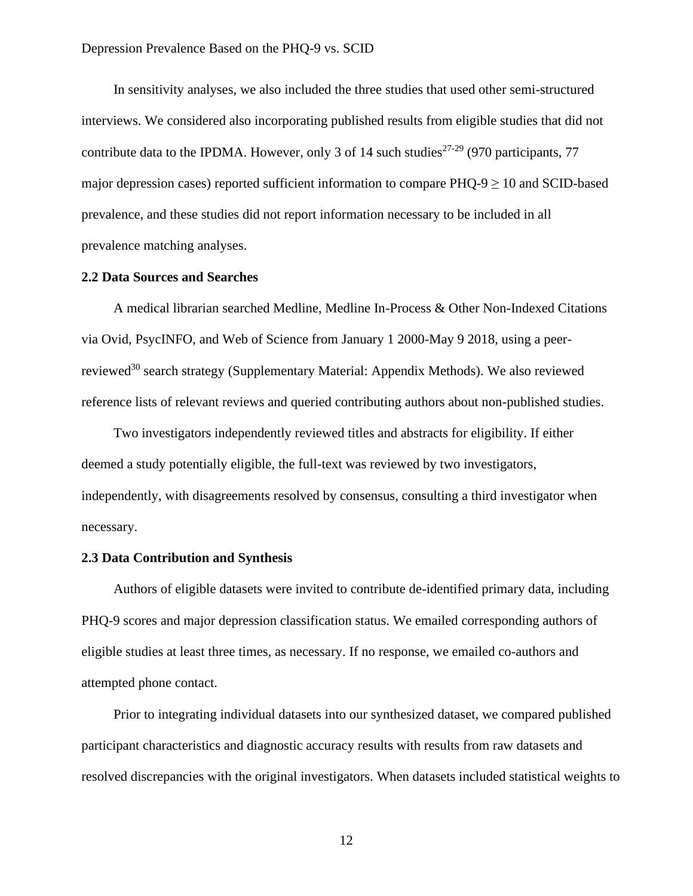In sensitivity analyses, we also included the three studies that used other semi-structured interviews. We considered also incorporating published results from eligible studies that did not contribute data to the IPDMA. However, only 3 of 14 such studies[27-29] (970 participants, 77 major depression cases) reported sufficient information to compare PHQ-9 ≥ 10 and SCID-based prevalence, and these studies did not report information necessary to be included in all prevalence matching analyses.

### 2.2 Data Sources and Searches

A medical librarian searched Medline, Medline In-Process & Other Non-Indexed Citations via Ovid, PsycINFO, and Web of Science from January 1 2000-May 9 2018, using a peer-reviewed[30] search strategy (Supplementary Material: Appendix Methods). We also reviewed reference lists of relevant reviews and queried contributing authors about non-published studies.

Two investigators independently reviewed titles and abstracts for eligibility. If either deemed a study potentially eligible, the full-text was reviewed by two investigators, independently, with disagreements resolved by consensus, consulting a third investigator when necessary.

### 2.3 Data Contribution and Synthesis

Authors of eligible datasets were invited to contribute de-identified primary data, including PHQ-9 scores and major depression classification status. We emailed corresponding authors of eligible studies at least three times, as necessary. If no response, we emailed co-authors and attempted phone contact.

Prior to integrating individual datasets into our synthesized dataset, we compared published participant characteristics and diagnostic accuracy results with results from raw datasets and resolved discrepancies with the original investigators. When datasets included statistical weights to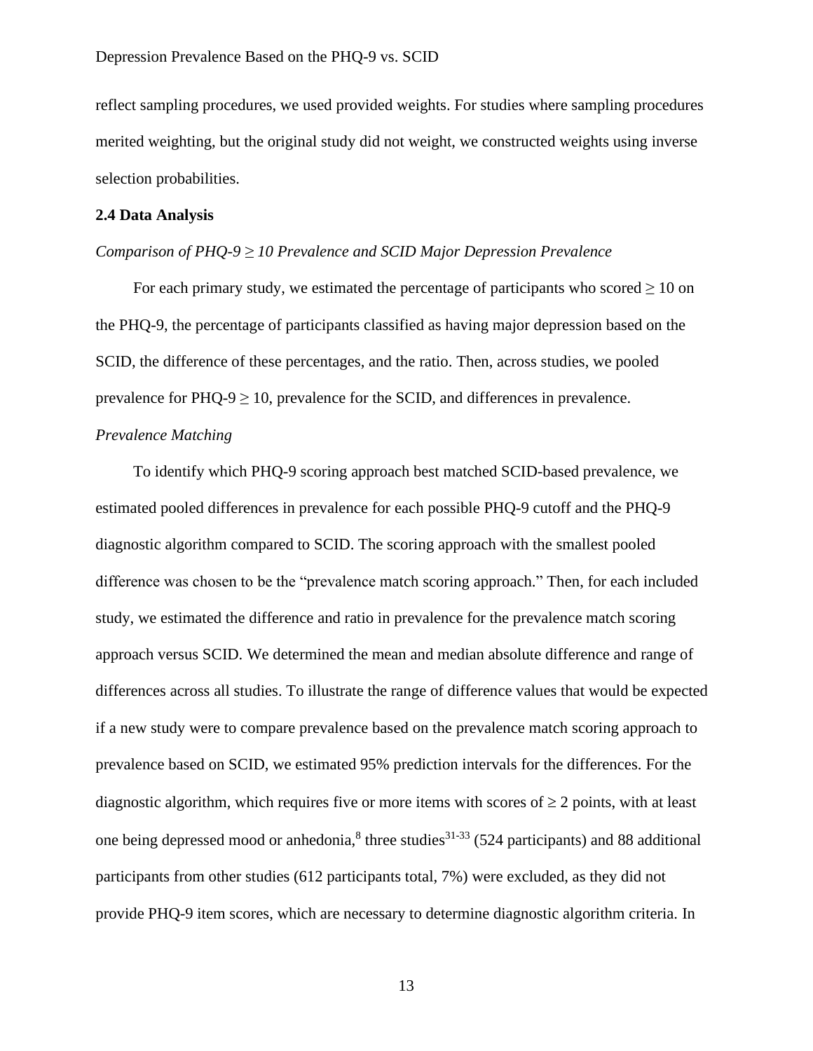reflect sampling procedures, we used provided weights. For studies where sampling procedures merited weighting, but the original study did not weight, we constructed weights using inverse selection probabilities.

## 2.4 Data Analysis

*Comparison of PHQ-9 ≥ 10 Prevalence and SCID Major Depression Prevalence*

For each primary study, we estimated the percentage of participants who scored ≥ 10 on the PHQ-9, the percentage of participants classified as having major depression based on the SCID, the difference of these percentages, and the ratio. Then, across studies, we pooled prevalence for PHQ-9 ≥ 10, prevalence for the SCID, and differences in prevalence.

*Prevalence Matching*

To identify which PHQ-9 scoring approach best matched SCID-based prevalence, we estimated pooled differences in prevalence for each possible PHQ-9 cutoff and the PHQ-9 diagnostic algorithm compared to SCID. The scoring approach with the smallest pooled difference was chosen to be the "prevalence match scoring approach." Then, for each included study, we estimated the difference and ratio in prevalence for the prevalence match scoring approach versus SCID. We determined the mean and median absolute difference and range of differences across all studies. To illustrate the range of difference values that would be expected if a new study were to compare prevalence based on the prevalence match scoring approach to prevalence based on SCID, we estimated 95% prediction intervals for the differences. For the diagnostic algorithm, which requires five or more items with scores of ≥ 2 points, with at least one being depressed mood or anhedonia,[8] three studies[31-33] (524 participants) and 88 additional participants from other studies (612 participants total, 7%) were excluded, as they did not provide PHQ-9 item scores, which are necessary to determine diagnostic algorithm criteria. In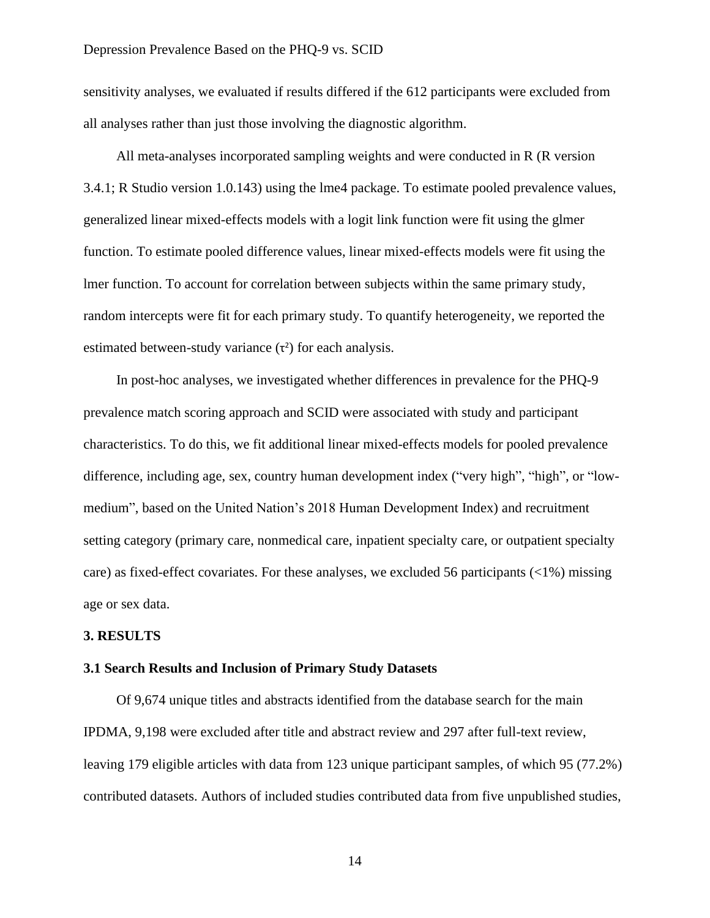sensitivity analyses, we evaluated if results differed if the 612 participants were excluded from all analyses rather than just those involving the diagnostic algorithm.

All meta-analyses incorporated sampling weights and were conducted in R (R version 3.4.1; R Studio version 1.0.143) using the lme4 package. To estimate pooled prevalence values, generalized linear mixed-effects models with a logit link function were fit using the glmer function. To estimate pooled difference values, linear mixed-effects models were fit using the lmer function. To account for correlation between subjects within the same primary study, random intercepts were fit for each primary study. To quantify heterogeneity, we reported the estimated between-study variance ($\tau^2$) for each analysis.

In post-hoc analyses, we investigated whether differences in prevalence for the PHQ-9 prevalence match scoring approach and SCID were associated with study and participant characteristics. To do this, we fit additional linear mixed-effects models for pooled prevalence difference, including age, sex, country human development index ("very high", "high", or "low-medium", based on the United Nation's 2018 Human Development Index) and recruitment setting category (primary care, nonmedical care, inpatient specialty care, or outpatient specialty care) as fixed-effect covariates. For these analyses, we excluded 56 participants (<1%) missing age or sex data.

## 3. RESULTS

### 3.1 Search Results and Inclusion of Primary Study Datasets

Of 9,674 unique titles and abstracts identified from the database search for the main IPDMA, 9,198 were excluded after title and abstract review and 297 after full-text review, leaving 179 eligible articles with data from 123 unique participant samples, of which 95 (77.2%) contributed datasets. Authors of included studies contributed data from five unpublished studies,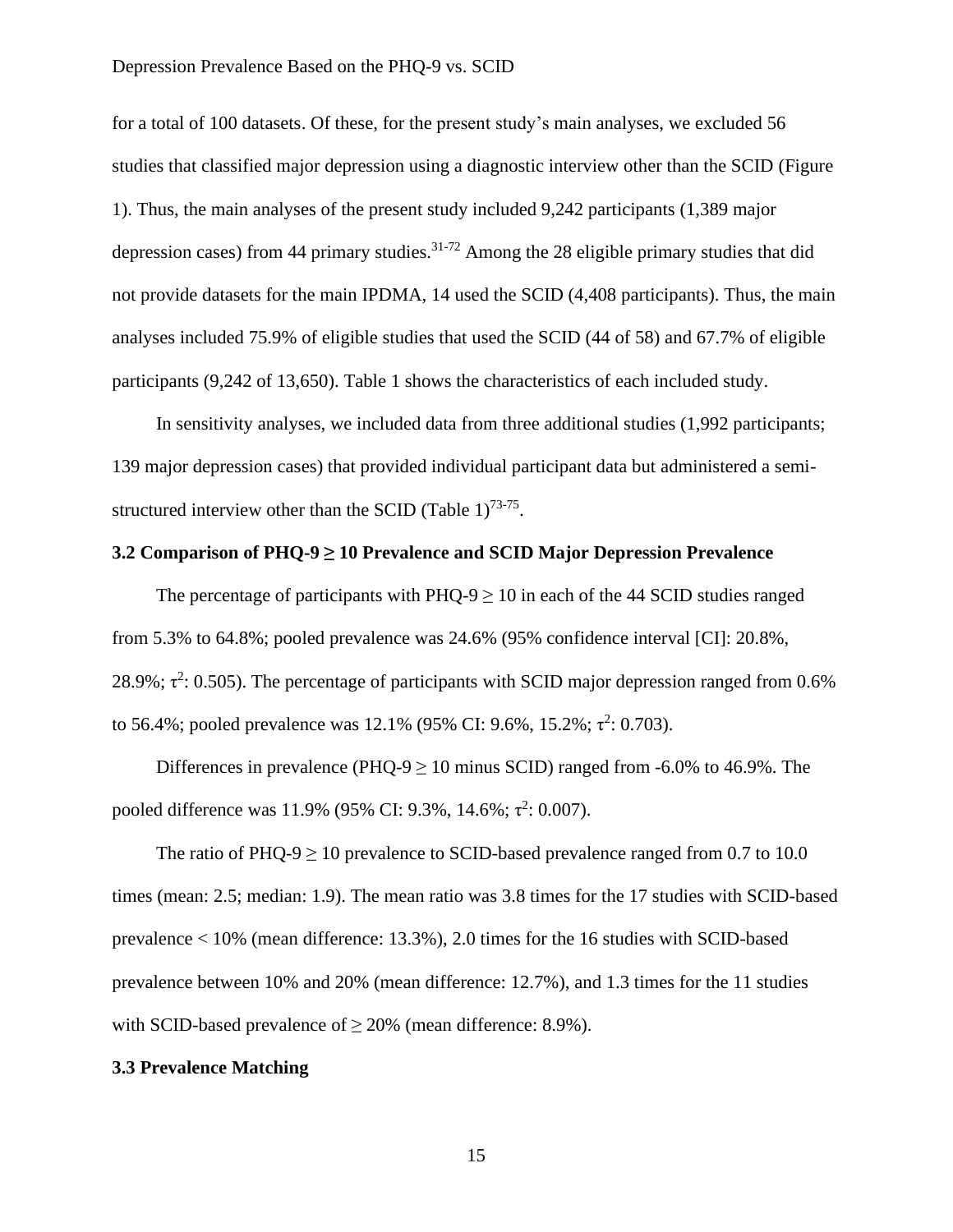for a total of 100 datasets. Of these, for the present study's main analyses, we excluded 56 studies that classified major depression using a diagnostic interview other than the SCID (Figure 1). Thus, the main analyses of the present study included 9,242 participants (1,389 major depression cases) from 44 primary studies.[31-72] Among the 28 eligible primary studies that did not provide datasets for the main IPDMA, 14 used the SCID (4,408 participants). Thus, the main analyses included 75.9% of eligible studies that used the SCID (44 of 58) and 67.7% of eligible participants (9,242 of 13,650). Table 1 shows the characteristics of each included study.

In sensitivity analyses, we included data from three additional studies (1,992 participants; 139 major depression cases) that provided individual participant data but administered a semi-structured interview other than the SCID (Table 1)[73-75].

### 3.2 Comparison of PHQ-9 ≥ 10 Prevalence and SCID Major Depression Prevalence

The percentage of participants with PHQ-9 ≥ 10 in each of the 44 SCID studies ranged from 5.3% to 64.8%; pooled prevalence was 24.6% (95% confidence interval [CI]: 20.8%, 28.9%; $\tau^2$: 0.505). The percentage of participants with SCID major depression ranged from 0.6% to 56.4%; pooled prevalence was 12.1% (95% CI: 9.6%, 15.2%; $\tau^2$: 0.703).

Differences in prevalence (PHQ-9 ≥ 10 minus SCID) ranged from -6.0% to 46.9%. The pooled difference was 11.9% (95% CI: 9.3%, 14.6%; $\tau^2$: 0.007).

The ratio of PHQ-9 ≥ 10 prevalence to SCID-based prevalence ranged from 0.7 to 10.0 times (mean: 2.5; median: 1.9). The mean ratio was 3.8 times for the 17 studies with SCID-based prevalence < 10% (mean difference: 13.3%), 2.0 times for the 16 studies with SCID-based prevalence between 10% and 20% (mean difference: 12.7%), and 1.3 times for the 11 studies with SCID-based prevalence of ≥ 20% (mean difference: 8.9%).

### 3.3 Prevalence Matching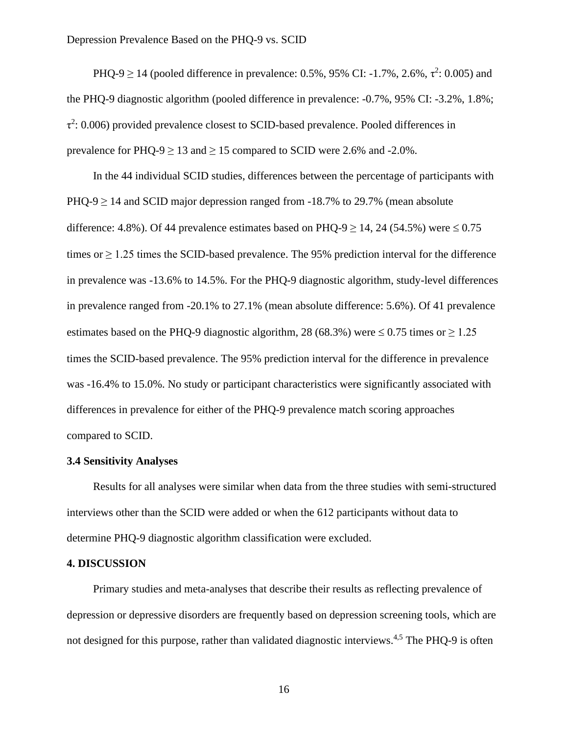PHQ-9 ≥ 14 (pooled difference in prevalence: 0.5%, 95% CI: -1.7%, 2.6%, $\tau^2$: 0.005) and the PHQ-9 diagnostic algorithm (pooled difference in prevalence: -0.7%, 95% CI: -3.2%, 1.8%; $\tau^2$: 0.006) provided prevalence closest to SCID-based prevalence. Pooled differences in prevalence for PHQ-9 ≥ 13 and ≥ 15 compared to SCID were 2.6% and -2.0%.

In the 44 individual SCID studies, differences between the percentage of participants with PHQ-9 ≥ 14 and SCID major depression ranged from -18.7% to 29.7% (mean absolute difference: 4.8%). Of 44 prevalence estimates based on PHQ-9 ≥ 14, 24 (54.5%) were ≤ 0.75 times or ≥ 1.25 times the SCID-based prevalence. The 95% prediction interval for the difference in prevalence was -13.6% to 14.5%. For the PHQ-9 diagnostic algorithm, study-level differences in prevalence ranged from -20.1% to 27.1% (mean absolute difference: 5.6%). Of 41 prevalence estimates based on the PHQ-9 diagnostic algorithm, 28 (68.3%) were ≤ 0.75 times or ≥ 1.25 times the SCID-based prevalence. The 95% prediction interval for the difference in prevalence was -16.4% to 15.0%. No study or participant characteristics were significantly associated with differences in prevalence for either of the PHQ-9 prevalence match scoring approaches compared to SCID.

### 3.4 Sensitivity Analyses

Results for all analyses were similar when data from the three studies with semi-structured interviews other than the SCID were added or when the 612 participants without data to determine PHQ-9 diagnostic algorithm classification were excluded.

## 4. DISCUSSION

Primary studies and meta-analyses that describe their results as reflecting prevalence of depression or depressive disorders are frequently based on depression screening tools, which are not designed for this purpose, rather than validated diagnostic interviews.[4,5] The PHQ-9 is often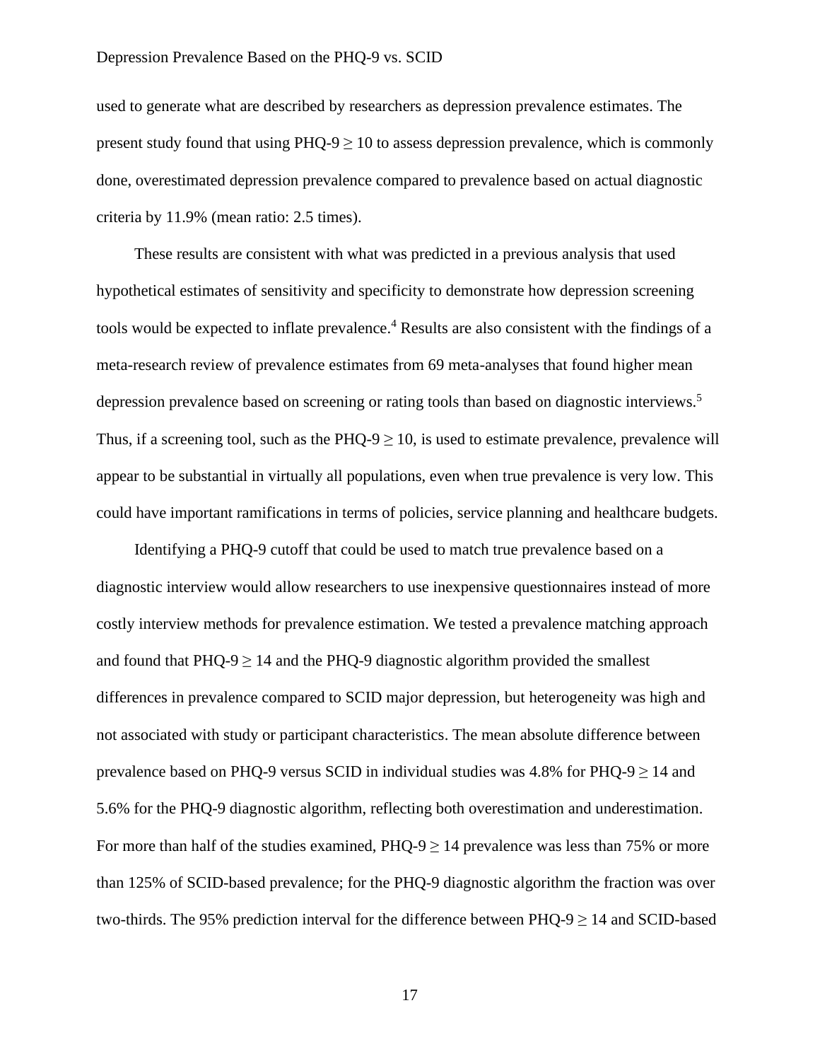used to generate what are described by researchers as depression prevalence estimates. The present study found that using PHQ-9 ≥ 10 to assess depression prevalence, which is commonly done, overestimated depression prevalence compared to prevalence based on actual diagnostic criteria by 11.9% (mean ratio: 2.5 times).

These results are consistent with what was predicted in a previous analysis that used hypothetical estimates of sensitivity and specificity to demonstrate how depression screening tools would be expected to inflate prevalence.[4] Results are also consistent with the findings of a meta-research review of prevalence estimates from 69 meta-analyses that found higher mean depression prevalence based on screening or rating tools than based on diagnostic interviews.[5] Thus, if a screening tool, such as the PHQ-9 ≥ 10, is used to estimate prevalence, prevalence will appear to be substantial in virtually all populations, even when true prevalence is very low. This could have important ramifications in terms of policies, service planning and healthcare budgets.

Identifying a PHQ-9 cutoff that could be used to match true prevalence based on a diagnostic interview would allow researchers to use inexpensive questionnaires instead of more costly interview methods for prevalence estimation. We tested a prevalence matching approach and found that PHQ-9 ≥ 14 and the PHQ-9 diagnostic algorithm provided the smallest differences in prevalence compared to SCID major depression, but heterogeneity was high and not associated with study or participant characteristics. The mean absolute difference between prevalence based on PHQ-9 versus SCID in individual studies was 4.8% for PHQ-9 ≥ 14 and 5.6% for the PHQ-9 diagnostic algorithm, reflecting both overestimation and underestimation. For more than half of the studies examined, PHQ-9 ≥ 14 prevalence was less than 75% or more than 125% of SCID-based prevalence; for the PHQ-9 diagnostic algorithm the fraction was over two-thirds. The 95% prediction interval for the difference between PHQ-9 ≥ 14 and SCID-based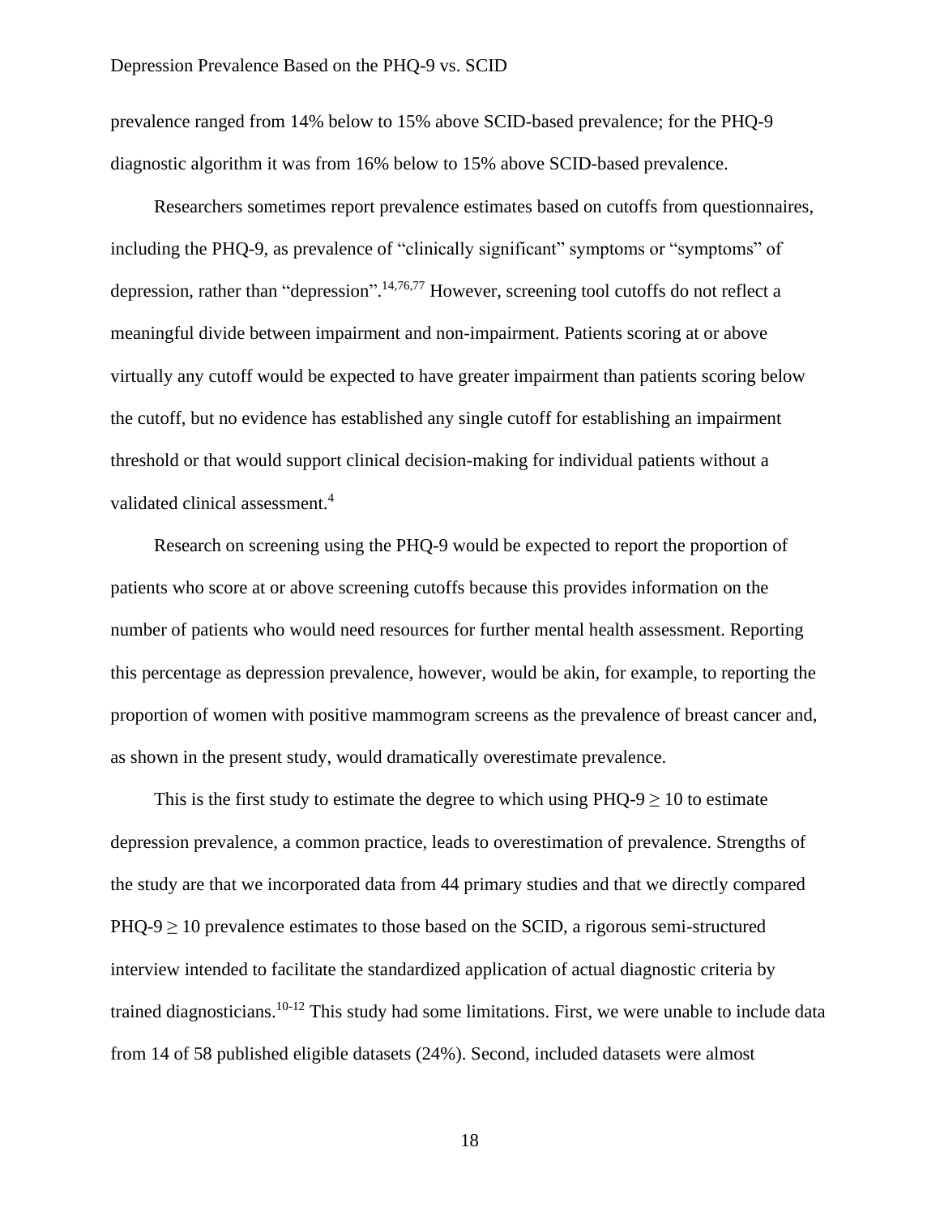prevalence ranged from 14% below to 15% above SCID-based prevalence; for the PHQ-9 diagnostic algorithm it was from 16% below to 15% above SCID-based prevalence.

Researchers sometimes report prevalence estimates based on cutoffs from questionnaires, including the PHQ-9, as prevalence of "clinically significant" symptoms or "symptoms" of depression, rather than "depression".[14,76,77] However, screening tool cutoffs do not reflect a meaningful divide between impairment and non-impairment. Patients scoring at or above virtually any cutoff would be expected to have greater impairment than patients scoring below the cutoff, but no evidence has established any single cutoff for establishing an impairment threshold or that would support clinical decision-making for individual patients without a validated clinical assessment.[4]

Research on screening using the PHQ-9 would be expected to report the proportion of patients who score at or above screening cutoffs because this provides information on the number of patients who would need resources for further mental health assessment. Reporting this percentage as depression prevalence, however, would be akin, for example, to reporting the proportion of women with positive mammogram screens as the prevalence of breast cancer and, as shown in the present study, would dramatically overestimate prevalence.

This is the first study to estimate the degree to which using PHQ-9 $\geq$ 10 to estimate depression prevalence, a common practice, leads to overestimation of prevalence. Strengths of the study are that we incorporated data from 44 primary studies and that we directly compared PHQ-9 $\geq$ 10 prevalence estimates to those based on the SCID, a rigorous semi-structured interview intended to facilitate the standardized application of actual diagnostic criteria by trained diagnosticians.[10-12] This study had some limitations. First, we were unable to include data from 14 of 58 published eligible datasets (24%). Second, included datasets were almost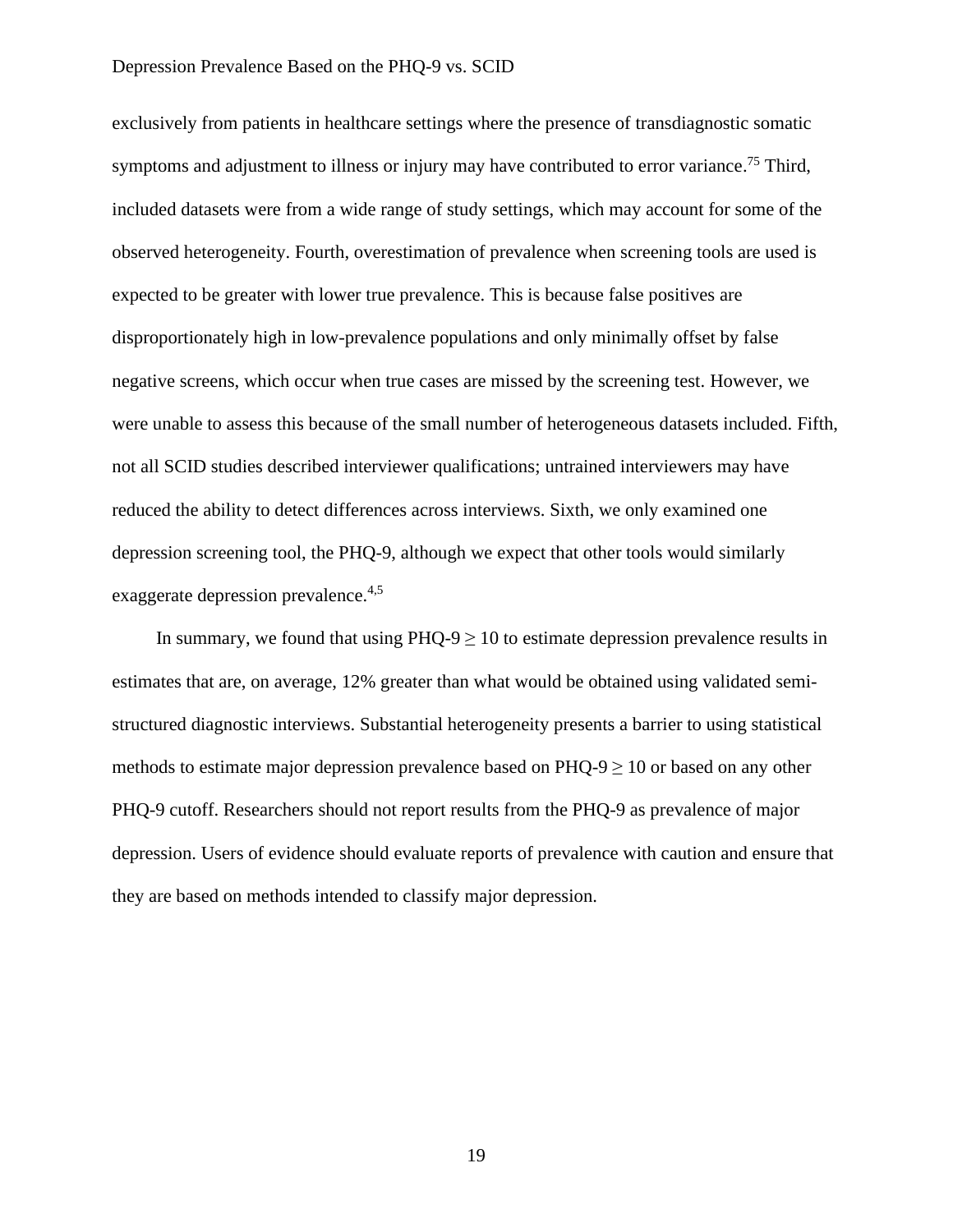exclusively from patients in healthcare settings where the presence of transdiagnostic somatic symptoms and adjustment to illness or injury may have contributed to error variance.[75] Third, included datasets were from a wide range of study settings, which may account for some of the observed heterogeneity. Fourth, overestimation of prevalence when screening tools are used is expected to be greater with lower true prevalence. This is because false positives are disproportionately high in low-prevalence populations and only minimally offset by false negative screens, which occur when true cases are missed by the screening test. However, we were unable to assess this because of the small number of heterogeneous datasets included. Fifth, not all SCID studies described interviewer qualifications; untrained interviewers may have reduced the ability to detect differences across interviews. Sixth, we only examined one depression screening tool, the PHQ-9, although we expect that other tools would similarly exaggerate depression prevalence.[4,5]

In summary, we found that using PHQ-9 ≥ 10 to estimate depression prevalence results in estimates that are, on average, 12% greater than what would be obtained using validated semi-structured diagnostic interviews. Substantial heterogeneity presents a barrier to using statistical methods to estimate major depression prevalence based on PHQ-9 ≥ 10 or based on any other PHQ-9 cutoff. Researchers should not report results from the PHQ-9 as prevalence of major depression. Users of evidence should evaluate reports of prevalence with caution and ensure that they are based on methods intended to classify major depression.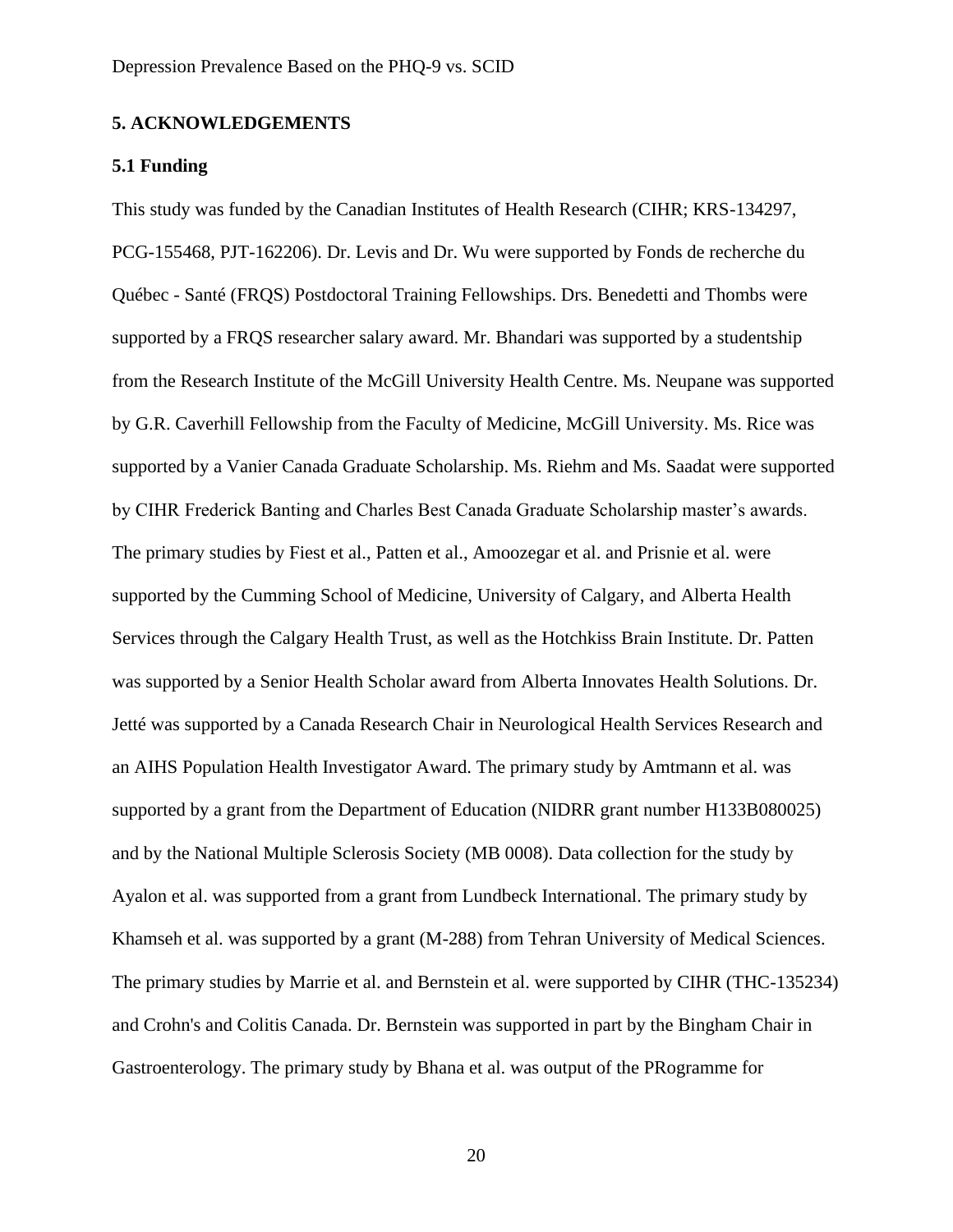## 5. ACKNOWLEDGEMENTS

### 5.1 Funding

This study was funded by the Canadian Institutes of Health Research (CIHR; KRS-134297, PCG-155468, PJT-162206). Dr. Levis and Dr. Wu were supported by Fonds de recherche du Québec - Santé (FRQS) Postdoctoral Training Fellowships. Drs. Benedetti and Thombs were supported by a FRQS researcher salary award. Mr. Bhandari was supported by a studentship from the Research Institute of the McGill University Health Centre. Ms. Neupane was supported by G.R. Caverhill Fellowship from the Faculty of Medicine, McGill University. Ms. Rice was supported by a Vanier Canada Graduate Scholarship. Ms. Riehm and Ms. Saadat were supported by CIHR Frederick Banting and Charles Best Canada Graduate Scholarship master's awards. The primary studies by Fiest et al., Patten et al., Amoozegar et al. and Prisnie et al. were supported by the Cumming School of Medicine, University of Calgary, and Alberta Health Services through the Calgary Health Trust, as well as the Hotchkiss Brain Institute. Dr. Patten was supported by a Senior Health Scholar award from Alberta Innovates Health Solutions. Dr. Jetté was supported by a Canada Research Chair in Neurological Health Services Research and an AIHS Population Health Investigator Award. The primary study by Amtmann et al. was supported by a grant from the Department of Education (NIDRR grant number H133B080025) and by the National Multiple Sclerosis Society (MB 0008). Data collection for the study by Ayalon et al. was supported from a grant from Lundbeck International. The primary study by Khamseh et al. was supported by a grant (M-288) from Tehran University of Medical Sciences. The primary studies by Marrie et al. and Bernstein et al. were supported by CIHR (THC-135234) and Crohn's and Colitis Canada. Dr. Bernstein was supported in part by the Bingham Chair in Gastroenterology. The primary study by Bhana et al. was output of the PRogramme for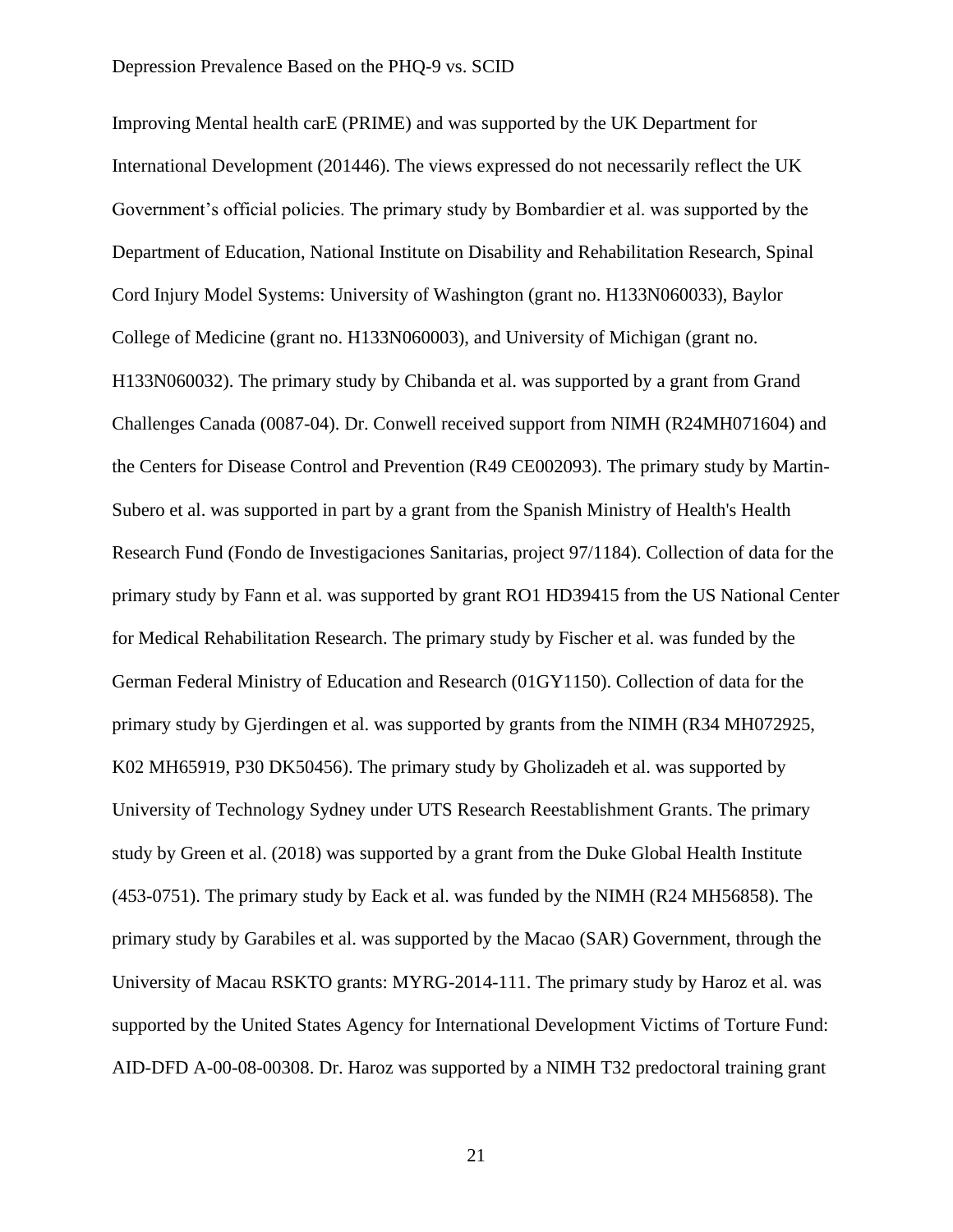Improving Mental health carE (PRIME) and was supported by the UK Department for International Development (201446). The views expressed do not necessarily reflect the UK Government's official policies. The primary study by Bombardier et al. was supported by the Department of Education, National Institute on Disability and Rehabilitation Research, Spinal Cord Injury Model Systems: University of Washington (grant no. H133N060033), Baylor College of Medicine (grant no. H133N060003), and University of Michigan (grant no. H133N060032). The primary study by Chibanda et al. was supported by a grant from Grand Challenges Canada (0087-04). Dr. Conwell received support from NIMH (R24MH071604) and the Centers for Disease Control and Prevention (R49 CE002093). The primary study by Martin-Subero et al. was supported in part by a grant from the Spanish Ministry of Health's Health Research Fund (Fondo de Investigaciones Sanitarias, project 97/1184). Collection of data for the primary study by Fann et al. was supported by grant RO1 HD39415 from the US National Center for Medical Rehabilitation Research. The primary study by Fischer et al. was funded by the German Federal Ministry of Education and Research (01GY1150). Collection of data for the primary study by Gjerdingen et al. was supported by grants from the NIMH (R34 MH072925, K02 MH65919, P30 DK50456). The primary study by Gholizadeh et al. was supported by University of Technology Sydney under UTS Research Reestablishment Grants. The primary study by Green et al. (2018) was supported by a grant from the Duke Global Health Institute (453-0751). The primary study by Eack et al. was funded by the NIMH (R24 MH56858). The primary study by Garabiles et al. was supported by the Macao (SAR) Government, through the University of Macau RSKTO grants: MYRG-2014-111. The primary study by Haroz et al. was supported by the United States Agency for International Development Victims of Torture Fund: AID-DFD A-00-08-00308. Dr. Haroz was supported by a NIMH T32 predoctoral training grant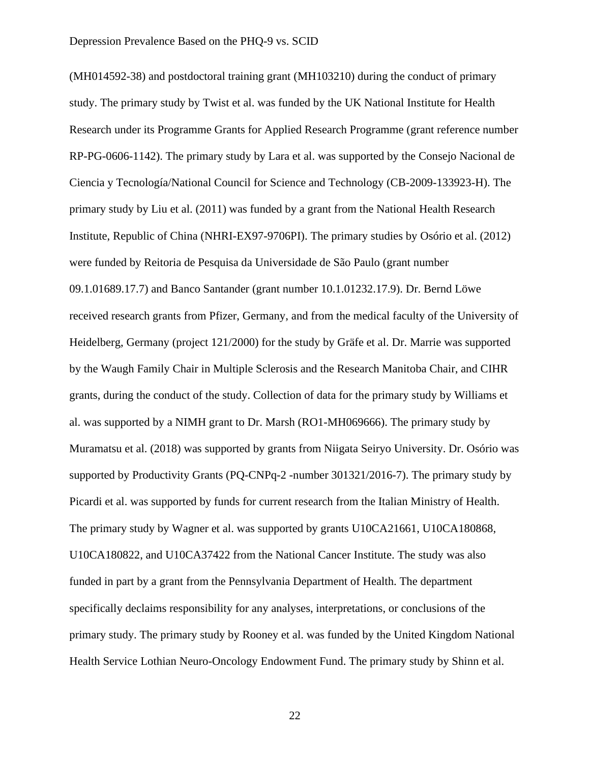(MH014592-38) and postdoctoral training grant (MH103210) during the conduct of primary study. The primary study by Twist et al. was funded by the UK National Institute for Health Research under its Programme Grants for Applied Research Programme (grant reference number RP-PG-0606-1142). The primary study by Lara et al. was supported by the Consejo Nacional de Ciencia y Tecnología/National Council for Science and Technology (CB-2009-133923-H). The primary study by Liu et al. (2011) was funded by a grant from the National Health Research Institute, Republic of China (NHRI-EX97-9706PI). The primary studies by Osório et al. (2012) were funded by Reitoria de Pesquisa da Universidade de São Paulo (grant number 09.1.01689.17.7) and Banco Santander (grant number 10.1.01232.17.9). Dr. Bernd Löwe received research grants from Pfizer, Germany, and from the medical faculty of the University of Heidelberg, Germany (project 121/2000) for the study by Gräfe et al. Dr. Marrie was supported by the Waugh Family Chair in Multiple Sclerosis and the Research Manitoba Chair, and CIHR grants, during the conduct of the study. Collection of data for the primary study by Williams et al. was supported by a NIMH grant to Dr. Marsh (RO1-MH069666). The primary study by Muramatsu et al. (2018) was supported by grants from Niigata Seiryo University. Dr. Osório was supported by Productivity Grants (PQ-CNPq-2 -number 301321/2016-7). The primary study by Picardi et al. was supported by funds for current research from the Italian Ministry of Health. The primary study by Wagner et al. was supported by grants U10CA21661, U10CA180868, U10CA180822, and U10CA37422 from the National Cancer Institute. The study was also funded in part by a grant from the Pennsylvania Department of Health. The department specifically declaims responsibility for any analyses, interpretations, or conclusions of the primary study. The primary study by Rooney et al. was funded by the United Kingdom National Health Service Lothian Neuro-Oncology Endowment Fund. The primary study by Shinn et al.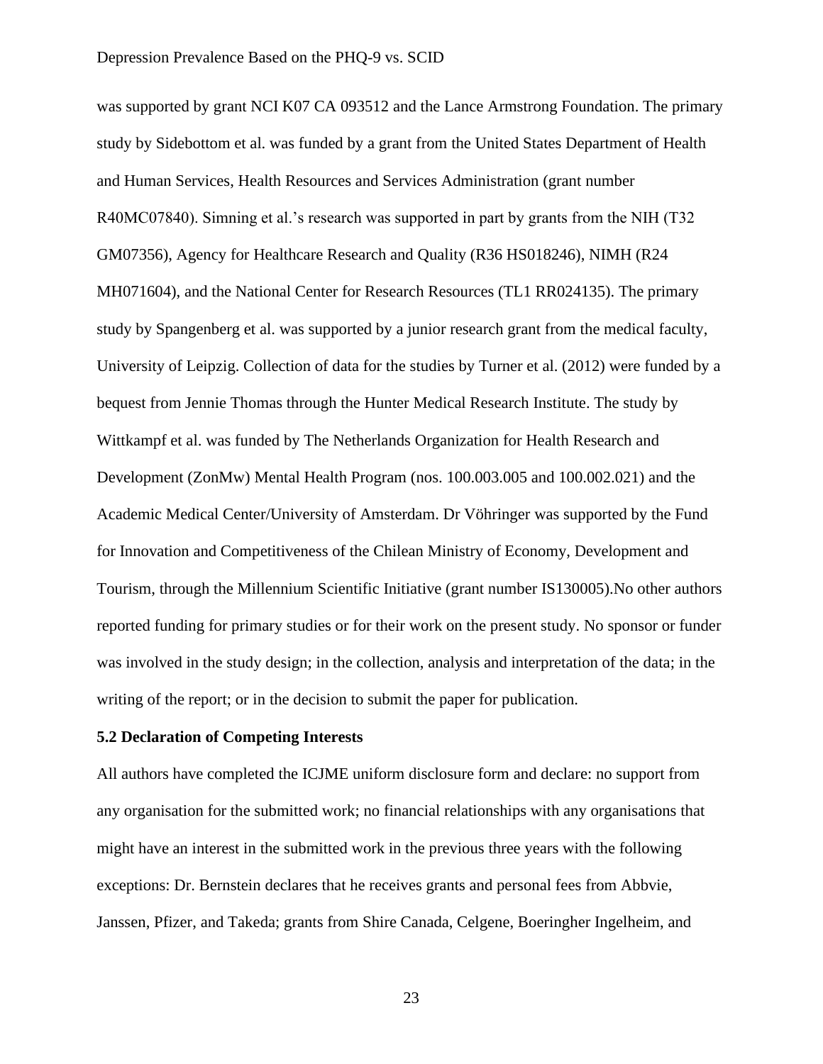was supported by grant NCI K07 CA 093512 and the Lance Armstrong Foundation. The primary study by Sidebottom et al. was funded by a grant from the United States Department of Health and Human Services, Health Resources and Services Administration (grant number R40MC07840). Simning et al.'s research was supported in part by grants from the NIH (T32 GM07356), Agency for Healthcare Research and Quality (R36 HS018246), NIMH (R24 MH071604), and the National Center for Research Resources (TL1 RR024135). The primary study by Spangenberg et al. was supported by a junior research grant from the medical faculty, University of Leipzig. Collection of data for the studies by Turner et al. (2012) were funded by a bequest from Jennie Thomas through the Hunter Medical Research Institute. The study by Wittkampf et al. was funded by The Netherlands Organization for Health Research and Development (ZonMw) Mental Health Program (nos. 100.003.005 and 100.002.021) and the Academic Medical Center/University of Amsterdam. Dr Vöhringer was supported by the Fund for Innovation and Competitiveness of the Chilean Ministry of Economy, Development and Tourism, through the Millennium Scientific Initiative (grant number IS130005).No other authors reported funding for primary studies or for their work on the present study. No sponsor or funder was involved in the study design; in the collection, analysis and interpretation of the data; in the writing of the report; or in the decision to submit the paper for publication.

**5.2 Declaration of Competing Interests**

All authors have completed the ICJME uniform disclosure form and declare: no support from any organisation for the submitted work; no financial relationships with any organisations that might have an interest in the submitted work in the previous three years with the following exceptions: Dr. Bernstein declares that he receives grants and personal fees from Abbvie, Janssen, Pfizer, and Takeda; grants from Shire Canada, Celgene, Boeringher Ingelheim, and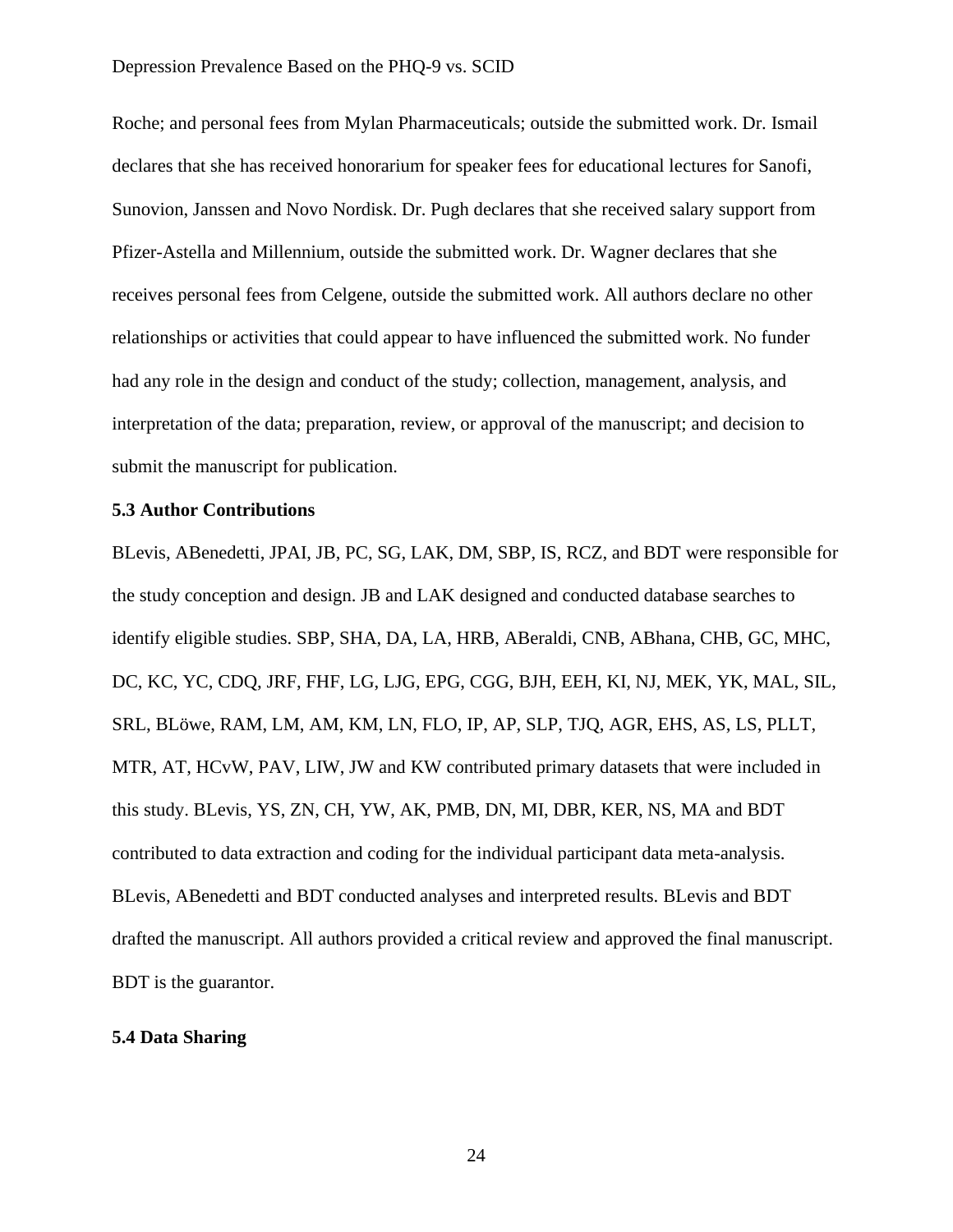Roche; and personal fees from Mylan Pharmaceuticals; outside the submitted work. Dr. Ismail declares that she has received honorarium for speaker fees for educational lectures for Sanofi, Sunovion, Janssen and Novo Nordisk. Dr. Pugh declares that she received salary support from Pfizer-Astella and Millennium, outside the submitted work. Dr. Wagner declares that she receives personal fees from Celgene, outside the submitted work. All authors declare no other relationships or activities that could appear to have influenced the submitted work. No funder had any role in the design and conduct of the study; collection, management, analysis, and interpretation of the data; preparation, review, or approval of the manuscript; and decision to submit the manuscript for publication.

### 5.3 Author Contributions

BLevis, ABenedetti, JPAI, JB, PC, SG, LAK, DM, SBP, IS, RCZ, and BDT were responsible for the study conception and design. JB and LAK designed and conducted database searches to identify eligible studies. SBP, SHA, DA, LA, HRB, ABeraldi, CNB, ABhana, CHB, GC, MHC, DC, KC, YC, CDQ, JRF, FHF, LG, LJG, EPG, CGG, BJH, EEH, KI, NJ, MEK, YK, MAL, SIL, SRL, BLöwe, RAM, LM, AM, KM, LN, FLO, IP, AP, SLP, TJQ, AGR, EHS, AS, LS, PLLT, MTR, AT, HCvW, PAV, LIW, JW and KW contributed primary datasets that were included in this study. BLevis, YS, ZN, CH, YW, AK, PMB, DN, MI, DBR, KER, NS, MA and BDT contributed to data extraction and coding for the individual participant data meta-analysis. BLevis, ABenedetti and BDT conducted analyses and interpreted results. BLevis and BDT drafted the manuscript. All authors provided a critical review and approved the final manuscript. BDT is the guarantor.

### 5.4 Data Sharing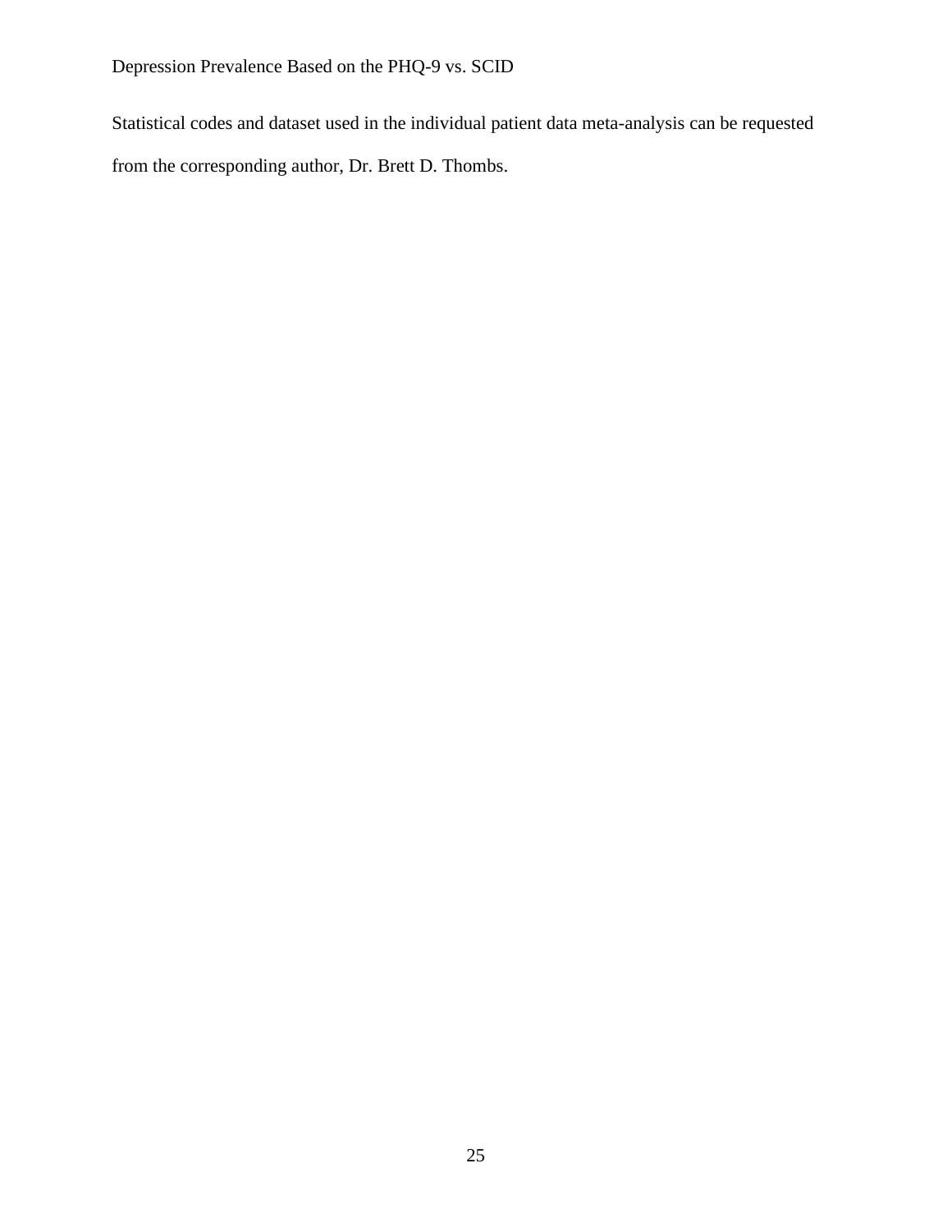Statistical codes and dataset used in the individual patient data meta-analysis can be requested from the corresponding author, Dr. Brett D. Thombs.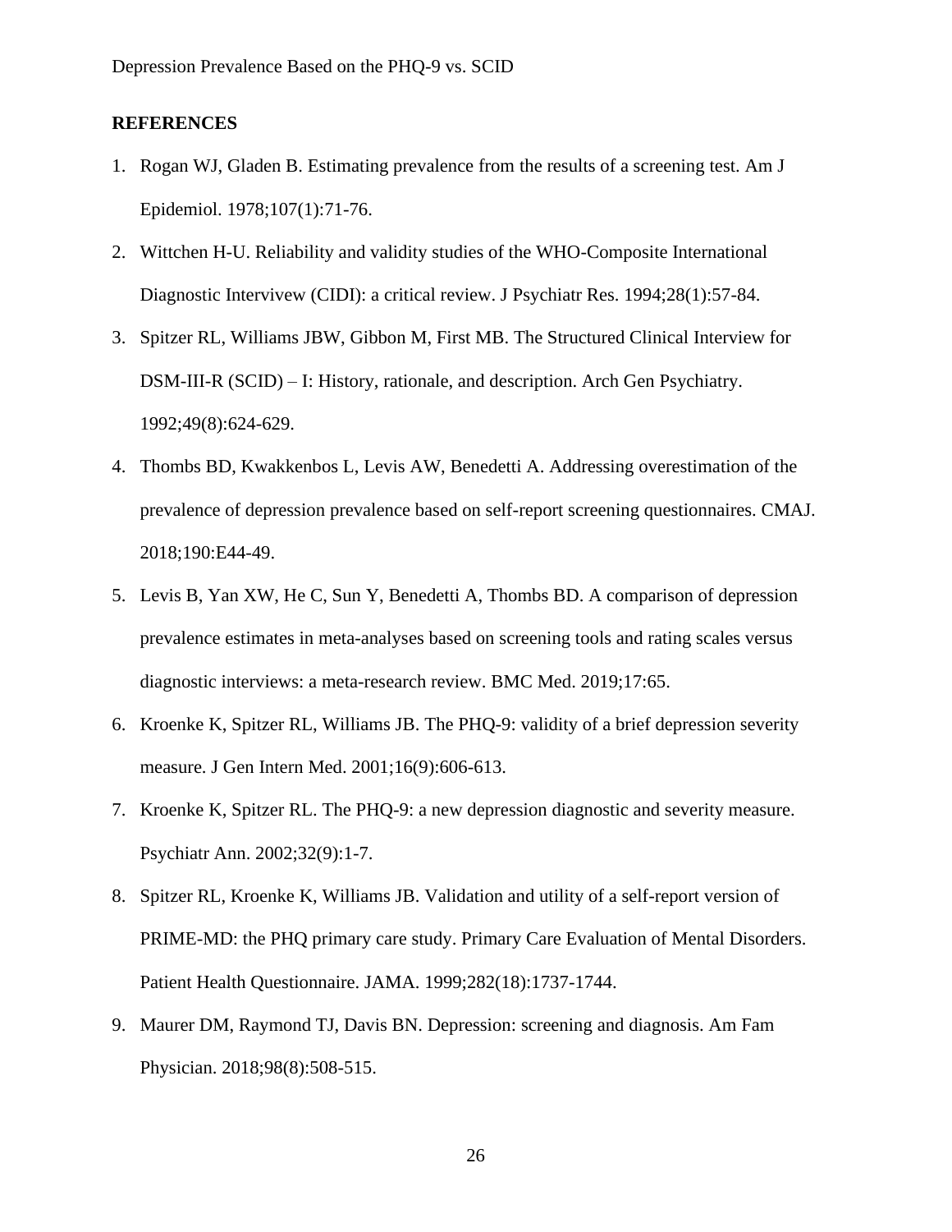## REFERENCES

1. Rogan WJ, Gladen B. Estimating prevalence from the results of a screening test. Am J Epidemiol. 1978;107(1):71-76.
2. Wittchen H-U. Reliability and validity studies of the WHO-Composite International Diagnostic Intervivew (CIDI): a critical review. J Psychiatr Res. 1994;28(1):57-84.
3. Spitzer RL, Williams JBW, Gibbon M, First MB. The Structured Clinical Interview for DSM-III-R (SCID) – I: History, rationale, and description. Arch Gen Psychiatry. 1992;49(8):624-629.
4. Thombs BD, Kwakkenbos L, Levis AW, Benedetti A. Addressing overestimation of the prevalence of depression prevalence based on self-report screening questionnaires. CMAJ. 2018;190:E44-49.
5. Levis B, Yan XW, He C, Sun Y, Benedetti A, Thombs BD. A comparison of depression prevalence estimates in meta-analyses based on screening tools and rating scales versus diagnostic interviews: a meta-research review. BMC Med. 2019;17:65.
6. Kroenke K, Spitzer RL, Williams JB. The PHQ-9: validity of a brief depression severity measure. J Gen Intern Med. 2001;16(9):606-613.
7. Kroenke K, Spitzer RL. The PHQ-9: a new depression diagnostic and severity measure. Psychiatr Ann. 2002;32(9):1-7.
8. Spitzer RL, Kroenke K, Williams JB. Validation and utility of a self-report version of PRIME-MD: the PHQ primary care study. Primary Care Evaluation of Mental Disorders. Patient Health Questionnaire. JAMA. 1999;282(18):1737-1744.
9. Maurer DM, Raymond TJ, Davis BN. Depression: screening and diagnosis. Am Fam Physician. 2018;98(8):508-515.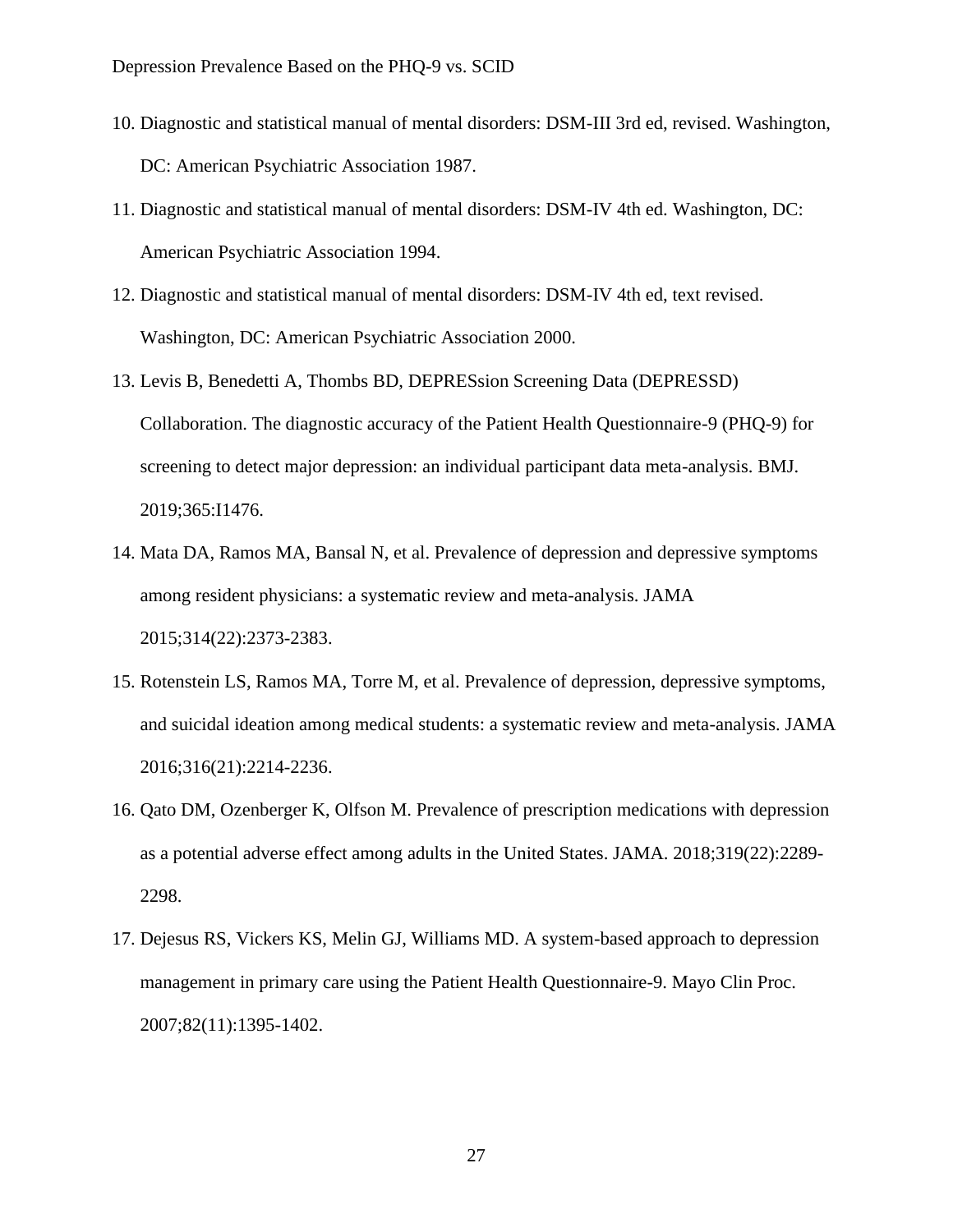10. Diagnostic and statistical manual of mental disorders: DSM-III 3rd ed, revised. Washington, DC: American Psychiatric Association 1987.
11. Diagnostic and statistical manual of mental disorders: DSM-IV 4th ed. Washington, DC: American Psychiatric Association 1994.
12. Diagnostic and statistical manual of mental disorders: DSM-IV 4th ed, text revised. Washington, DC: American Psychiatric Association 2000.
13. Levis B, Benedetti A, Thombs BD, DEPRESsion Screening Data (DEPRESSD) Collaboration. The diagnostic accuracy of the Patient Health Questionnaire-9 (PHQ-9) for screening to detect major depression: an individual participant data meta-analysis. BMJ. 2019;365:I1476.
14. Mata DA, Ramos MA, Bansal N, et al. Prevalence of depression and depressive symptoms among resident physicians: a systematic review and meta-analysis. JAMA 2015;314(22):2373-2383.
15. Rotenstein LS, Ramos MA, Torre M, et al. Prevalence of depression, depressive symptoms, and suicidal ideation among medical students: a systematic review and meta-analysis. JAMA 2016;316(21):2214-2236.
16. Qato DM, Ozenberger K, Olfson M. Prevalence of prescription medications with depression as a potential adverse effect among adults in the United States. JAMA. 2018;319(22):2289-2298.
17. Dejesus RS, Vickers KS, Melin GJ, Williams MD. A system-based approach to depression management in primary care using the Patient Health Questionnaire-9. Mayo Clin Proc. 2007;82(11):1395-1402.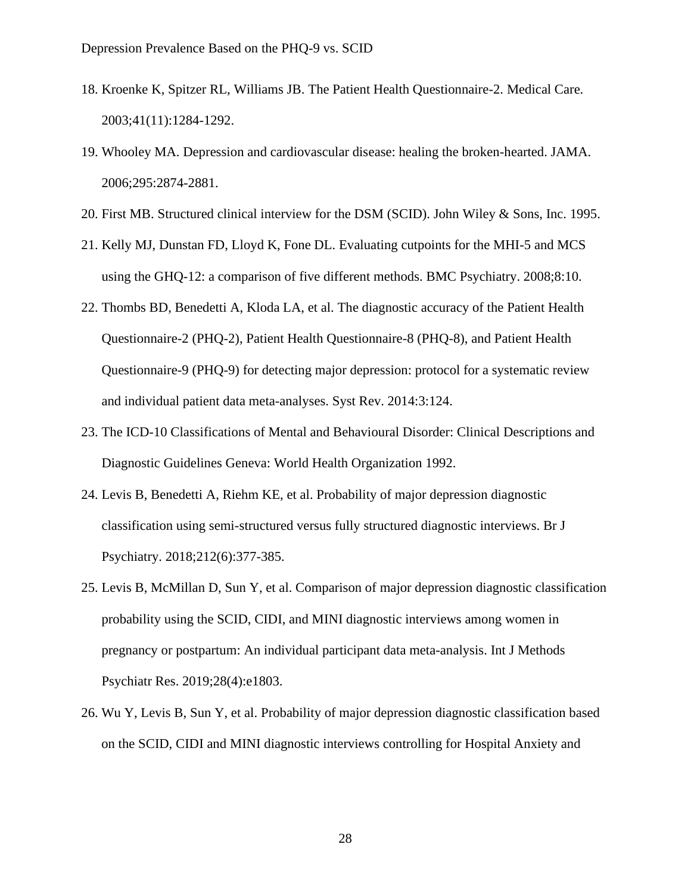18. Kroenke K, Spitzer RL, Williams JB. The Patient Health Questionnaire-2. Medical Care. 2003;41(11):1284-1292.
19. Whooley MA. Depression and cardiovascular disease: healing the broken-hearted. JAMA. 2006;295:2874-2881.
20. First MB. Structured clinical interview for the DSM (SCID). John Wiley & Sons, Inc. 1995.
21. Kelly MJ, Dunstan FD, Lloyd K, Fone DL. Evaluating cutpoints for the MHI-5 and MCS using the GHQ-12: a comparison of five different methods. BMC Psychiatry. 2008;8:10.
22. Thombs BD, Benedetti A, Kloda LA, et al. The diagnostic accuracy of the Patient Health Questionnaire-2 (PHQ-2), Patient Health Questionnaire-8 (PHQ-8), and Patient Health Questionnaire-9 (PHQ-9) for detecting major depression: protocol for a systematic review and individual patient data meta-analyses. Syst Rev. 2014:3:124.
23. The ICD-10 Classifications of Mental and Behavioural Disorder: Clinical Descriptions and Diagnostic Guidelines Geneva: World Health Organization 1992.
24. Levis B, Benedetti A, Riehm KE, et al. Probability of major depression diagnostic classification using semi-structured versus fully structured diagnostic interviews. Br J Psychiatry. 2018;212(6):377-385.
25. Levis B, McMillan D, Sun Y, et al. Comparison of major depression diagnostic classification probability using the SCID, CIDI, and MINI diagnostic interviews among women in pregnancy or postpartum: An individual participant data meta-analysis. Int J Methods Psychiatr Res. 2019;28(4):e1803.
26. Wu Y, Levis B, Sun Y, et al. Probability of major depression diagnostic classification based on the SCID, CIDI and MINI diagnostic interviews controlling for Hospital Anxiety and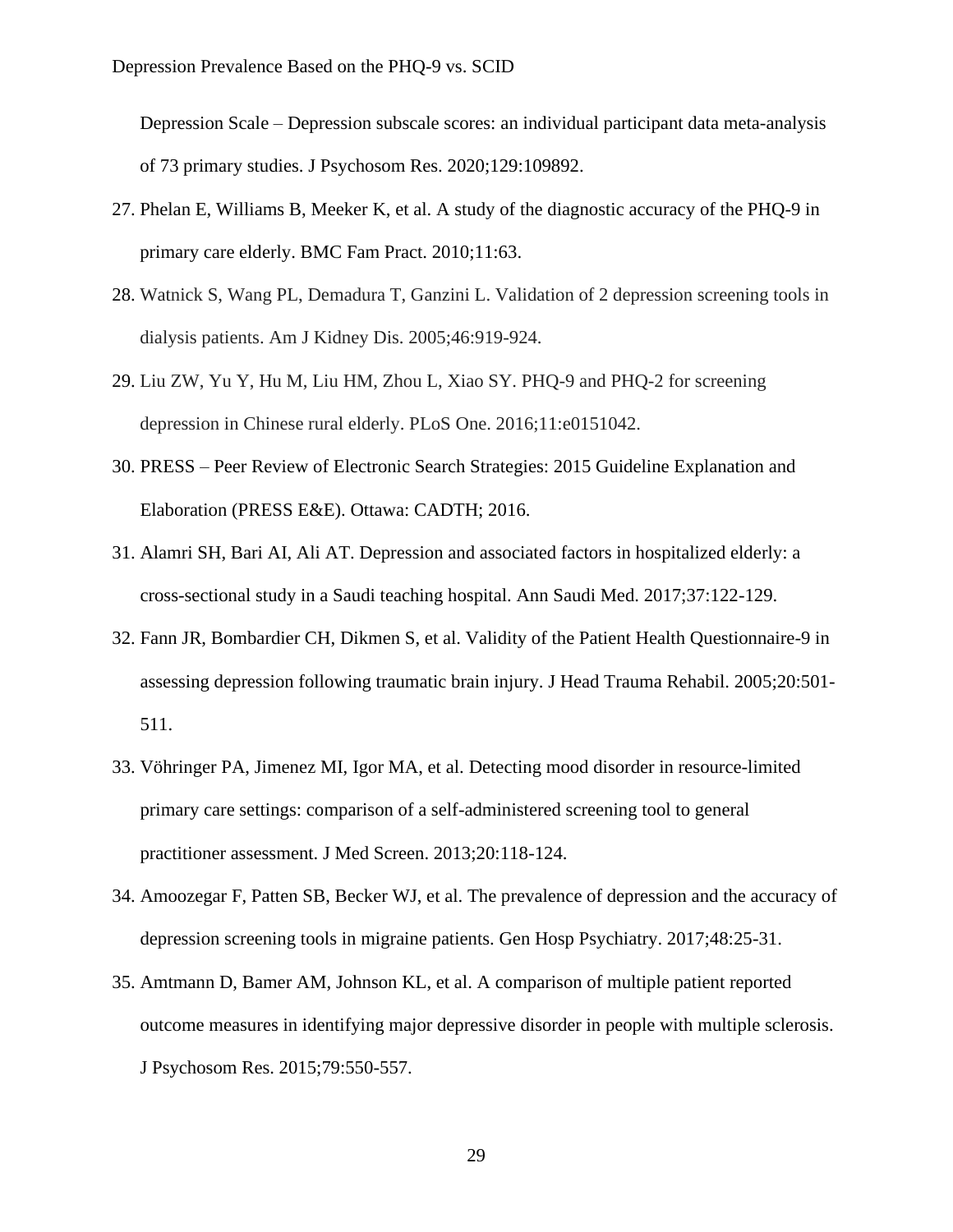Depression Scale – Depression subscale scores: an individual participant data meta-analysis of 73 primary studies. J Psychosom Res. 2020;129:109892.

27. Phelan E, Williams B, Meeker K, et al. A study of the diagnostic accuracy of the PHQ-9 in primary care elderly. BMC Fam Pract. 2010;11:63.
28. Watnick S, Wang PL, Demadura T, Ganzini L. Validation of 2 depression screening tools in dialysis patients. Am J Kidney Dis. 2005;46:919-924.
29. Liu ZW, Yu Y, Hu M, Liu HM, Zhou L, Xiao SY. PHQ-9 and PHQ-2 for screening depression in Chinese rural elderly. PLoS One. 2016;11:e0151042.
30. PRESS – Peer Review of Electronic Search Strategies: 2015 Guideline Explanation and Elaboration (PRESS E&E). Ottawa: CADTH; 2016.
31. Alamri SH, Bari AI, Ali AT. Depression and associated factors in hospitalized elderly: a cross-sectional study in a Saudi teaching hospital. Ann Saudi Med. 2017;37:122-129.
32. Fann JR, Bombardier CH, Dikmen S, et al. Validity of the Patient Health Questionnaire-9 in assessing depression following traumatic brain injury. J Head Trauma Rehabil. 2005;20:501-511.
33. Vöhringer PA, Jimenez MI, Igor MA, et al. Detecting mood disorder in resource-limited primary care settings: comparison of a self-administered screening tool to general practitioner assessment. J Med Screen. 2013;20:118-124.
34. Amoozegar F, Patten SB, Becker WJ, et al. The prevalence of depression and the accuracy of depression screening tools in migraine patients. Gen Hosp Psychiatry. 2017;48:25-31.
35. Amtmann D, Bamer AM, Johnson KL, et al. A comparison of multiple patient reported outcome measures in identifying major depressive disorder in people with multiple sclerosis. J Psychosom Res. 2015;79:550-557.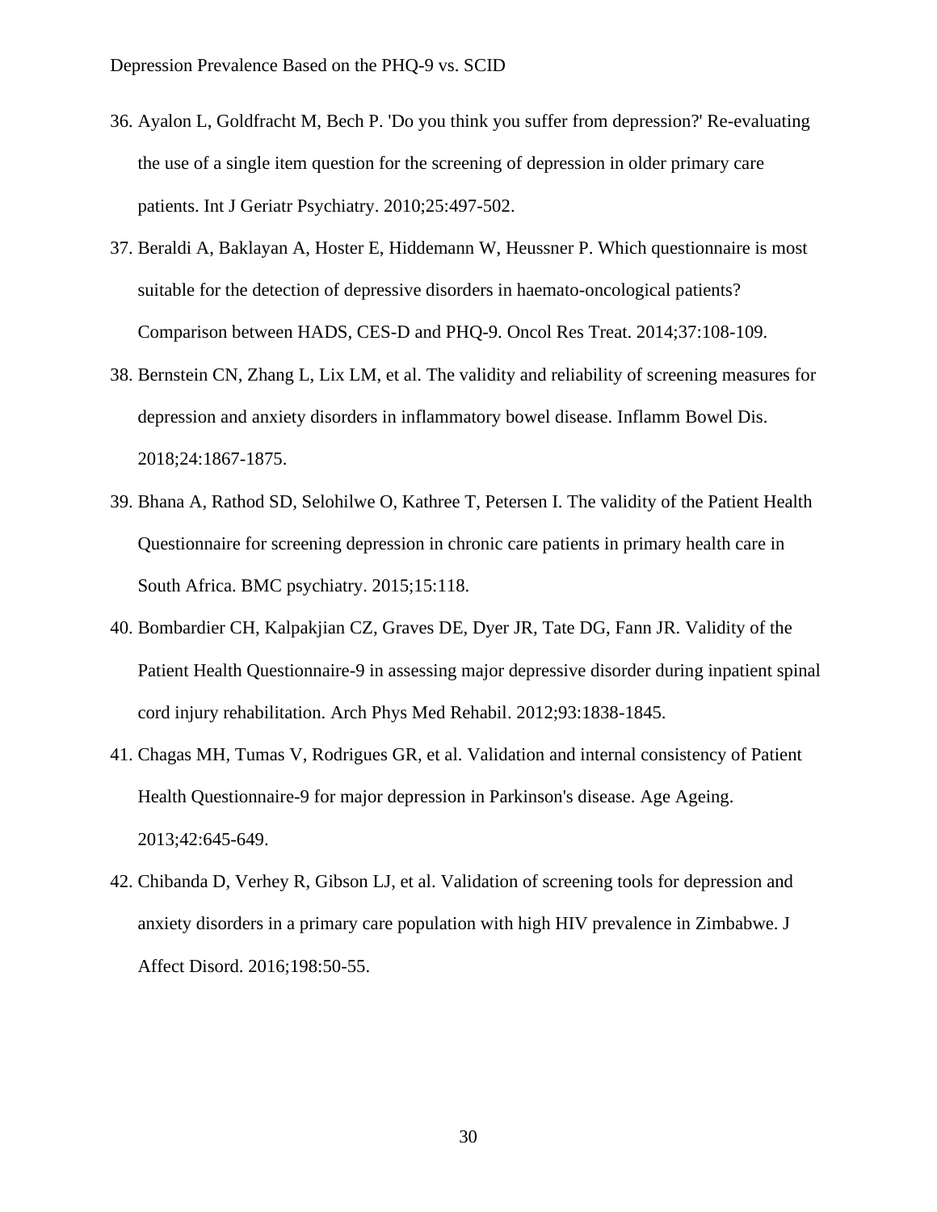36. Ayalon L, Goldfracht M, Bech P. 'Do you think you suffer from depression?' Re-evaluating the use of a single item question for the screening of depression in older primary care patients. Int J Geriatr Psychiatry. 2010;25:497-502.
37. Beraldi A, Baklayan A, Hoster E, Hiddemann W, Heussner P. Which questionnaire is most suitable for the detection of depressive disorders in haemato-oncological patients? Comparison between HADS, CES-D and PHQ-9. Oncol Res Treat. 2014;37:108-109.
38. Bernstein CN, Zhang L, Lix LM, et al. The validity and reliability of screening measures for depression and anxiety disorders in inflammatory bowel disease. Inflamm Bowel Dis. 2018;24:1867-1875.
39. Bhana A, Rathod SD, Selohilwe O, Kathree T, Petersen I. The validity of the Patient Health Questionnaire for screening depression in chronic care patients in primary health care in South Africa. BMC psychiatry. 2015;15:118.
40. Bombardier CH, Kalpakjian CZ, Graves DE, Dyer JR, Tate DG, Fann JR. Validity of the Patient Health Questionnaire-9 in assessing major depressive disorder during inpatient spinal cord injury rehabilitation. Arch Phys Med Rehabil. 2012;93:1838-1845.
41. Chagas MH, Tumas V, Rodrigues GR, et al. Validation and internal consistency of Patient Health Questionnaire-9 for major depression in Parkinson's disease. Age Ageing. 2013;42:645-649.
42. Chibanda D, Verhey R, Gibson LJ, et al. Validation of screening tools for depression and anxiety disorders in a primary care population with high HIV prevalence in Zimbabwe. J Affect Disord. 2016;198:50-55.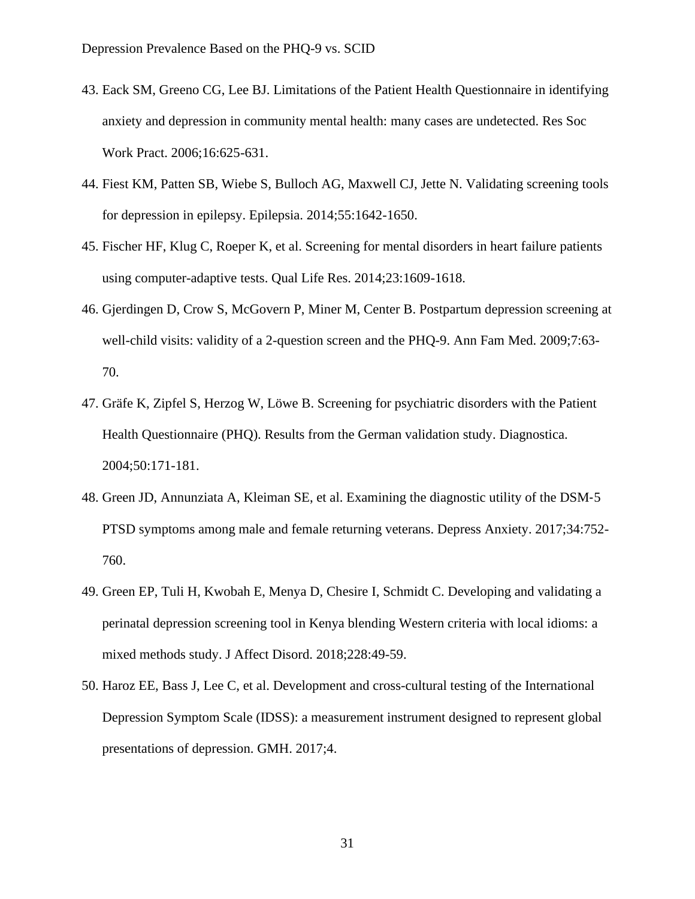43. Eack SM, Greeno CG, Lee BJ. Limitations of the Patient Health Questionnaire in identifying anxiety and depression in community mental health: many cases are undetected. Res Soc Work Pract. 2006;16:625-631.
44. Fiest KM, Patten SB, Wiebe S, Bulloch AG, Maxwell CJ, Jette N. Validating screening tools for depression in epilepsy. Epilepsia. 2014;55:1642-1650.
45. Fischer HF, Klug C, Roeper K, et al. Screening for mental disorders in heart failure patients using computer-adaptive tests. Qual Life Res. 2014;23:1609-1618.
46. Gjerdingen D, Crow S, McGovern P, Miner M, Center B. Postpartum depression screening at well-child visits: validity of a 2-question screen and the PHQ-9. Ann Fam Med. 2009;7:63-70.
47. Gräfe K, Zipfel S, Herzog W, Löwe B. Screening for psychiatric disorders with the Patient Health Questionnaire (PHQ). Results from the German validation study. Diagnostica. 2004;50:171-181.
48. Green JD, Annunziata A, Kleiman SE, et al. Examining the diagnostic utility of the DSM-5 PTSD symptoms among male and female returning veterans. Depress Anxiety. 2017;34:752-760.
49. Green EP, Tuli H, Kwobah E, Menya D, Chesire I, Schmidt C. Developing and validating a perinatal depression screening tool in Kenya blending Western criteria with local idioms: a mixed methods study. J Affect Disord. 2018;228:49-59.
50. Haroz EE, Bass J, Lee C, et al. Development and cross-cultural testing of the International Depression Symptom Scale (IDSS): a measurement instrument designed to represent global presentations of depression. GMH. 2017;4.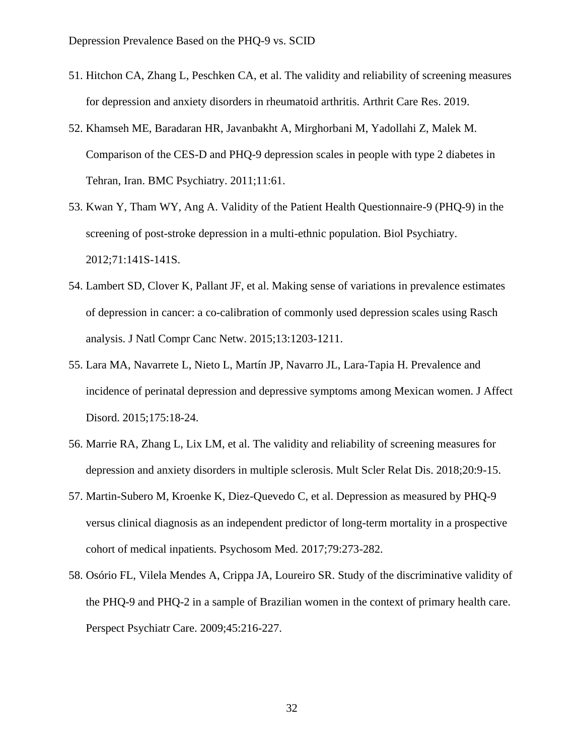51. Hitchon CA, Zhang L, Peschken CA, et al. The validity and reliability of screening measures for depression and anxiety disorders in rheumatoid arthritis. Arthrit Care Res. 2019.

52. Khamseh ME, Baradaran HR, Javanbakht A, Mirghorbani M, Yadollahi Z, Malek M. Comparison of the CES-D and PHQ-9 depression scales in people with type 2 diabetes in Tehran, Iran. BMC Psychiatry. 2011;11:61.

53. Kwan Y, Tham WY, Ang A. Validity of the Patient Health Questionnaire-9 (PHQ-9) in the screening of post-stroke depression in a multi-ethnic population. Biol Psychiatry. 2012;71:141S-141S.

54. Lambert SD, Clover K, Pallant JF, et al. Making sense of variations in prevalence estimates of depression in cancer: a co-calibration of commonly used depression scales using Rasch analysis. J Natl Compr Canc Netw. 2015;13:1203-1211.

55. Lara MA, Navarrete L, Nieto L, Martín JP, Navarro JL, Lara-Tapia H. Prevalence and incidence of perinatal depression and depressive symptoms among Mexican women. J Affect Disord. 2015;175:18-24.

56. Marrie RA, Zhang L, Lix LM, et al. The validity and reliability of screening measures for depression and anxiety disorders in multiple sclerosis. Mult Scler Relat Dis. 2018;20:9-15.

57. Martin-Subero M, Kroenke K, Diez-Quevedo C, et al. Depression as measured by PHQ-9 versus clinical diagnosis as an independent predictor of long-term mortality in a prospective cohort of medical inpatients. Psychosom Med. 2017;79:273-282.

58. Osório FL, Vilela Mendes A, Crippa JA, Loureiro SR. Study of the discriminative validity of the PHQ-9 and PHQ-2 in a sample of Brazilian women in the context of primary health care. Perspect Psychiatr Care. 2009;45:216-227.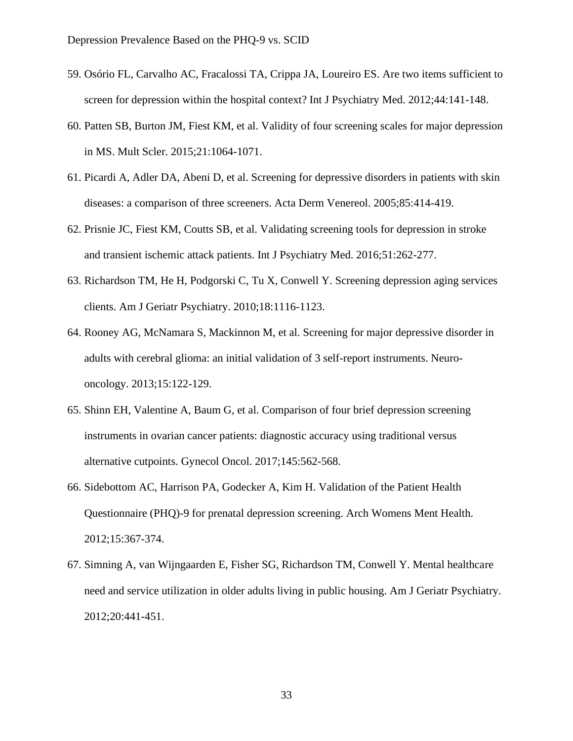59. Osório FL, Carvalho AC, Fracalossi TA, Crippa JA, Loureiro ES. Are two items sufficient to screen for depression within the hospital context? Int J Psychiatry Med. 2012;44:141-148.
60. Patten SB, Burton JM, Fiest KM, et al. Validity of four screening scales for major depression in MS. Mult Scler. 2015;21:1064-1071.
61. Picardi A, Adler DA, Abeni D, et al. Screening for depressive disorders in patients with skin diseases: a comparison of three screeners. Acta Derm Venereol. 2005;85:414-419.
62. Prisnie JC, Fiest KM, Coutts SB, et al. Validating screening tools for depression in stroke and transient ischemic attack patients. Int J Psychiatry Med. 2016;51:262-277.
63. Richardson TM, He H, Podgorski C, Tu X, Conwell Y. Screening depression aging services clients. Am J Geriatr Psychiatry. 2010;18:1116-1123.
64. Rooney AG, McNamara S, Mackinnon M, et al. Screening for major depressive disorder in adults with cerebral glioma: an initial validation of 3 self-report instruments. Neuro-oncology. 2013;15:122-129.
65. Shinn EH, Valentine A, Baum G, et al. Comparison of four brief depression screening instruments in ovarian cancer patients: diagnostic accuracy using traditional versus alternative cutpoints. Gynecol Oncol. 2017;145:562-568.
66. Sidebottom AC, Harrison PA, Godecker A, Kim H. Validation of the Patient Health Questionnaire (PHQ)-9 for prenatal depression screening. Arch Womens Ment Health. 2012;15:367-374.
67. Simning A, van Wijngaarden E, Fisher SG, Richardson TM, Conwell Y. Mental healthcare need and service utilization in older adults living in public housing. Am J Geriatr Psychiatry. 2012;20:441-451.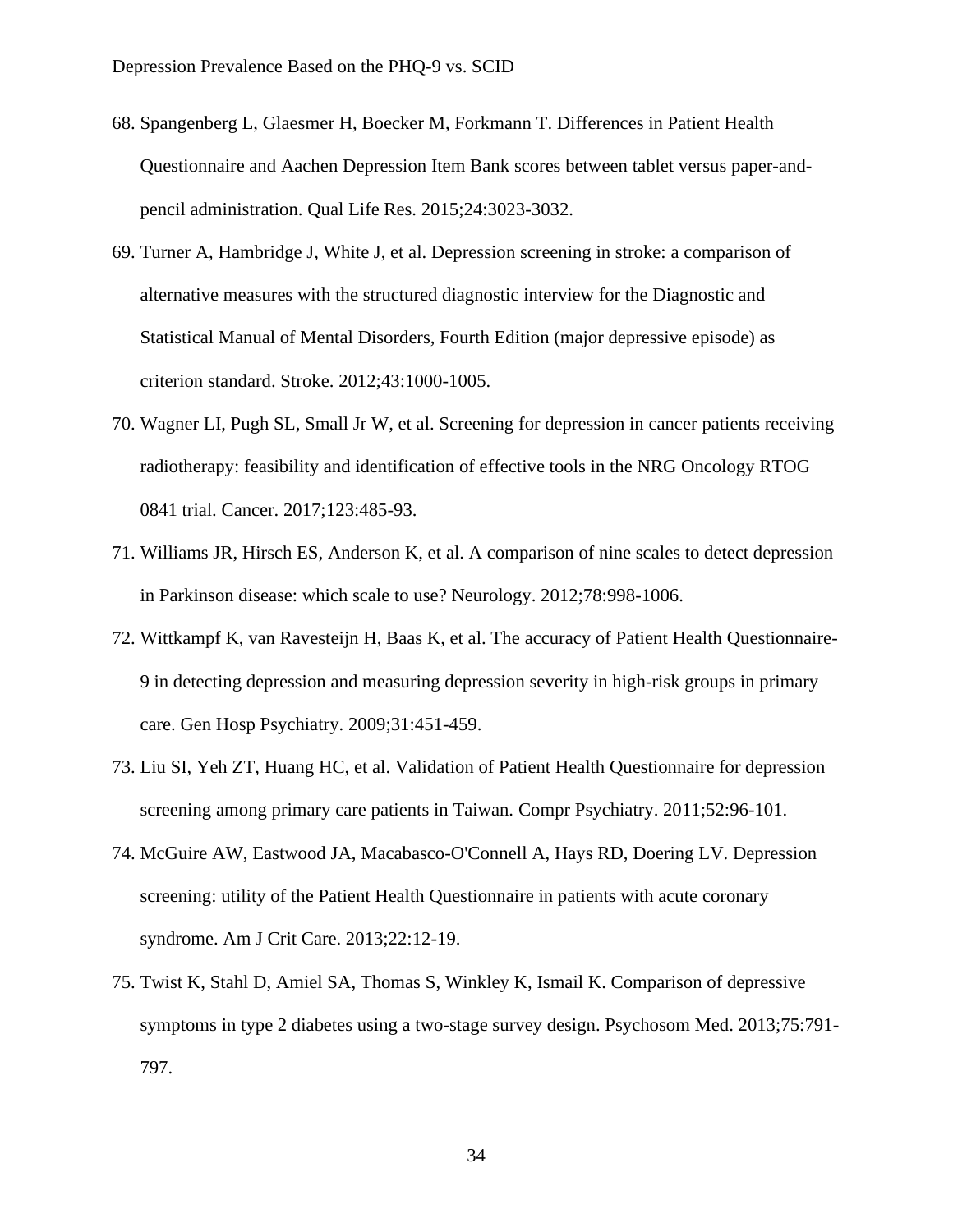68. Spangenberg L, Glaesmer H, Boecker M, Forkmann T. Differences in Patient Health Questionnaire and Aachen Depression Item Bank scores between tablet versus paper-and-pencil administration. Qual Life Res. 2015;24:3023-3032.
69. Turner A, Hambridge J, White J, et al. Depression screening in stroke: a comparison of alternative measures with the structured diagnostic interview for the Diagnostic and Statistical Manual of Mental Disorders, Fourth Edition (major depressive episode) as criterion standard. Stroke. 2012;43:1000-1005.
70. Wagner LI, Pugh SL, Small Jr W, et al. Screening for depression in cancer patients receiving radiotherapy: feasibility and identification of effective tools in the NRG Oncology RTOG 0841 trial. Cancer. 2017;123:485-93.
71. Williams JR, Hirsch ES, Anderson K, et al. A comparison of nine scales to detect depression in Parkinson disease: which scale to use? Neurology. 2012;78:998-1006.
72. Wittkampf K, van Ravesteijn H, Baas K, et al. The accuracy of Patient Health Questionnaire-9 in detecting depression and measuring depression severity in high-risk groups in primary care. Gen Hosp Psychiatry. 2009;31:451-459.
73. Liu SI, Yeh ZT, Huang HC, et al. Validation of Patient Health Questionnaire for depression screening among primary care patients in Taiwan. Compr Psychiatry. 2011;52:96-101.
74. McGuire AW, Eastwood JA, Macabasco-O'Connell A, Hays RD, Doering LV. Depression screening: utility of the Patient Health Questionnaire in patients with acute coronary syndrome. Am J Crit Care. 2013;22:12-19.
75. Twist K, Stahl D, Amiel SA, Thomas S, Winkley K, Ismail K. Comparison of depressive symptoms in type 2 diabetes using a two-stage survey design. Psychosom Med. 2013;75:791-797.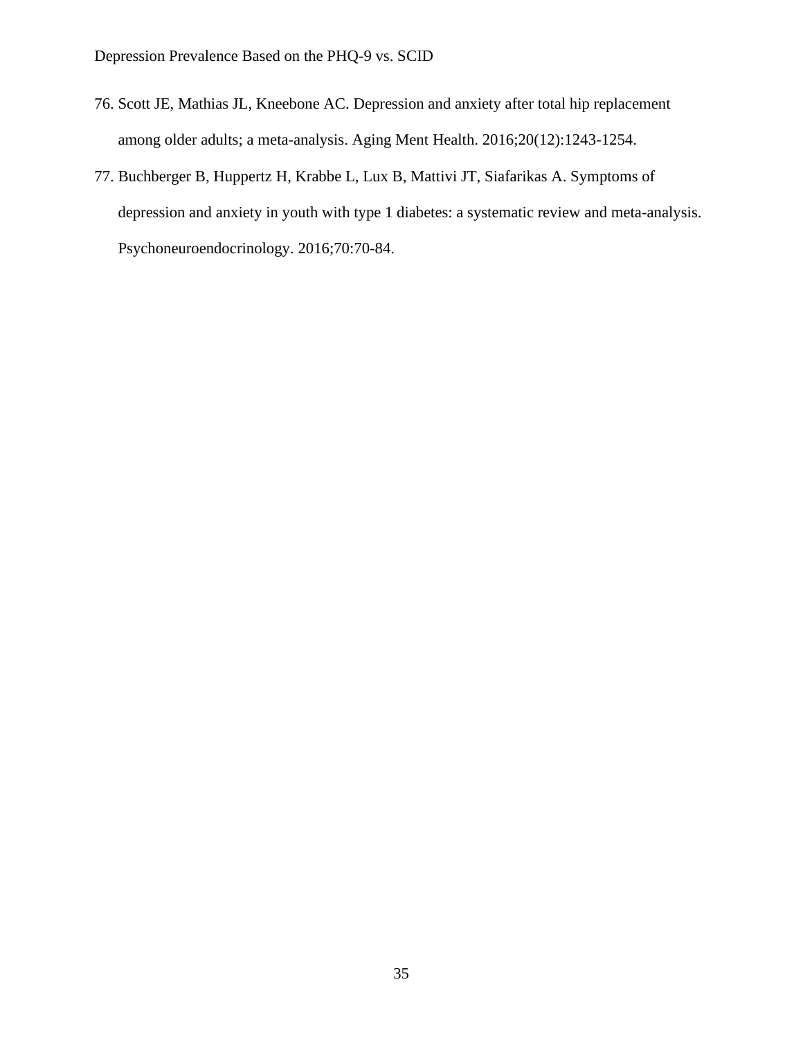76. Scott JE, Mathias JL, Kneebone AC. Depression and anxiety after total hip replacement among older adults; a meta-analysis. Aging Ment Health. 2016;20(12):1243-1254.
77. Buchberger B, Huppertz H, Krabbe L, Lux B, Mattivi JT, Siafarikas A. Symptoms of depression and anxiety in youth with type 1 diabetes: a systematic review and meta-analysis. Psychoneuroendocrinology. 2016;70:70-84.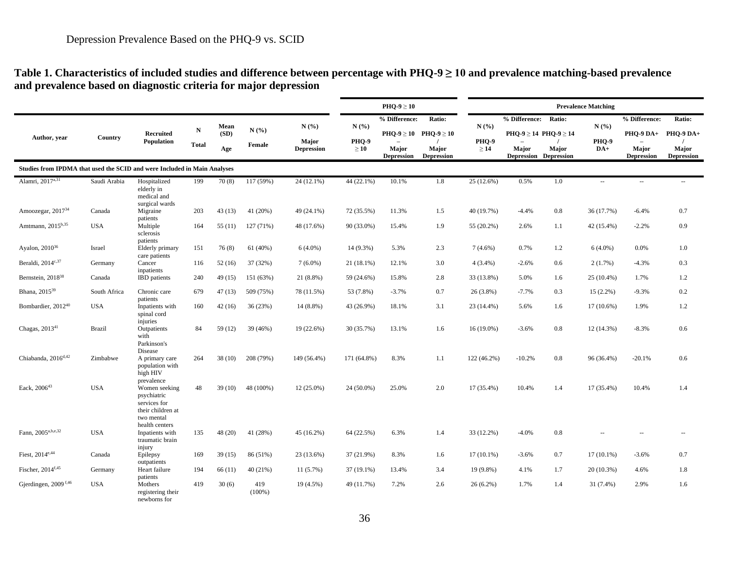# Table 1. Characteristics of included studies and difference between percentage with PHQ-9 ≥ 10 and prevalence matching-based prevalence and prevalence based on diagnostic criteria for major depression

| Author, year | Country | Recruited Population | N Total | Mean (SD) Age | N (%) Female | N (%) Major Depression | PHQ-9 ≥ 10: N (%) PHQ-9 ≥ 10 | PHQ-9 ≥ 10: % Difference: PHQ-9 ≥ 10 – Major Depression | PHQ-9 ≥ 10: Ratio: PHQ-9 ≥ 10 / Major Depression | Prevalence Matching: N (%) PHQ-9 ≥ 14 | Prevalence Matching: % Difference: PHQ-9 ≥ 14 – Major Depression | Prevalence Matching: Ratio: PHQ-9 ≥ 14 / Major Depression | Prevalence Matching: N (%) PHQ-9 DA+ | Prevalence Matching: % Difference: PHQ-9 DA+ – Major Depression | Prevalence Matching: Ratio: PHQ-9 DA+ / Major Depression |
|---|---|---|---|---|---|---|---|---|---|---|---|---|---|---|---|
| **Studies from IPDMA that used the SCID and were Included in Main Analyses** | | | | | | | | | | | | | | | |
| Alamri, 2017[a,31] | Saudi Arabia | Hospitalized elderly in medical and surgical wards | 199 | 70 (8) | 117 (59%) | 24 (12.1%) | 44 (22.1%) | 10.1% | 1.8 | 25 (12.6%) | 0.5% | 1.0 | -- | -- | -- |
| Amoozegar, 2017[34] | Canada | Migraine patients | 203 | 43 (13) | 41 (20%) | 49 (24.1%) | 72 (35.5%) | 11.3% | 1.5 | 40 (19.7%) | -4.4% | 0.8 | 36 (17.7%) | -6.4% | 0.7 |
| Amtmann, 2015[b,35] | USA | Multiple sclerosis patients | 164 | 55 (11) | 127 (71%) | 48 (17.6%) | 90 (33.0%) | 15.4% | 1.9 | 55 (20.2%) | 2.6% | 1.1 | 42 (15.4%) | -2.2% | 0.9 |
| Ayalon, 2010[36] | Israel | Elderly primary care patients | 151 | 76 (8) | 61 (40%) | 6 (4.0%) | 14 (9.3%) | 5.3% | 2.3 | 7 (4.6%) | 0.7% | 1.2 | 6 (4.0%) | 0.0% | 1.0 |
| Beraldi, 2014[c,37] | Germany | Cancer inpatients | 116 | 52 (16) | 37 (32%) | 7 (6.0%) | 21 (18.1%) | 12.1% | 3.0 | 4 (3.4%) | -2.6% | 0.6 | 2 (1.7%) | -4.3% | 0.3 |
| Bernstein, 2018[38] | Canada | IBD patients | 240 | 49 (15) | 151 (63%) | 21 (8.8%) | 59 (24.6%) | 15.8% | 2.8 | 33 (13.8%) | 5.0% | 1.6 | 25 (10.4%) | 1.7% | 1.2 |
| Bhana, 2015[39] | South Africa | Chronic care patients | 679 | 47 (13) | 509 (75%) | 78 (11.5%) | 53 (7.8%) | -3.7% | 0.7 | 26 (3.8%) | -7.7% | 0.3 | 15 (2.2%) | -9.3% | 0.2 |
| Bombardier, 2012[40] | USA | Inpatients with spinal cord injuries | 160 | 42 (16) | 36 (23%) | 14 (8.8%) | 43 (26.9%) | 18.1% | 3.1 | 23 (14.4%) | 5.6% | 1.6 | 17 (10.6%) | 1.9% | 1.2 |
| Chagas, 2013[41] | Brazil | Outpatients with Parkinson's Disease | 84 | 59 (12) | 39 (46%) | 19 (22.6%) | 30 (35.7%) | 13.1% | 1.6 | 16 (19.0%) | -3.6% | 0.8 | 12 (14.3%) | -8.3% | 0.6 |
| Chiabanda, 2016[d,42] | Zimbabwe | A primary care population with high HIV prevalence | 264 | 38 (10) | 208 (79%) | 149 (56.4%) | 171 (64.8%) | 8.3% | 1.1 | 122 (46.2%) | -10.2% | 0.8 | 96 (36.4%) | -20.1% | 0.6 |
| Eack, 2006[43] | USA | Women seeking psychiatric services for their children at two mental health centers | 48 | 39 (10) | 48 (100%) | 12 (25.0%) | 24 (50.0%) | 25.0% | 2.0 | 17 (35.4%) | 10.4% | 1.4 | 17 (35.4%) | 10.4% | 1.4 |
| Fann, 2005[a,b,e,32] | USA | Inpatients with traumatic brain injury | 135 | 48 (20) | 41 (28%) | 45 (16.2%) | 64 (22.5%) | 6.3% | 1.4 | 33 (12.2%) | -4.0% | 0.8 | -- | -- | -- |
| Fiest, 2014[e,44] | Canada | Epilepsy outpatients | 169 | 39 (15) | 86 (51%) | 23 (13.6%) | 37 (21.9%) | 8.3% | 1.6 | 17 (10.1%) | -3.6% | 0.7 | 17 (10.1%) | -3.6% | 0.7 |
| Fischer, 2014[f,45] | Germany | Heart failure patients | 194 | 66 (11) | 40 (21%) | 11 (5.7%) | 37 (19.1%) | 13.4% | 3.4 | 19 (9.8%) | 4.1% | 1.7 | 20 (10.3%) | 4.6% | 1.8 |
| Gjerdingen, 2009[f,46] | USA | Mothers registering their newborns for | 419 | 30 (6) | 419 (100%) | 19 (4.5%) | 49 (11.7%) | 7.2% | 2.6 | 26 (6.2%) | 1.7% | 1.4 | 31 (7.4%) | 2.9% | 1.6 |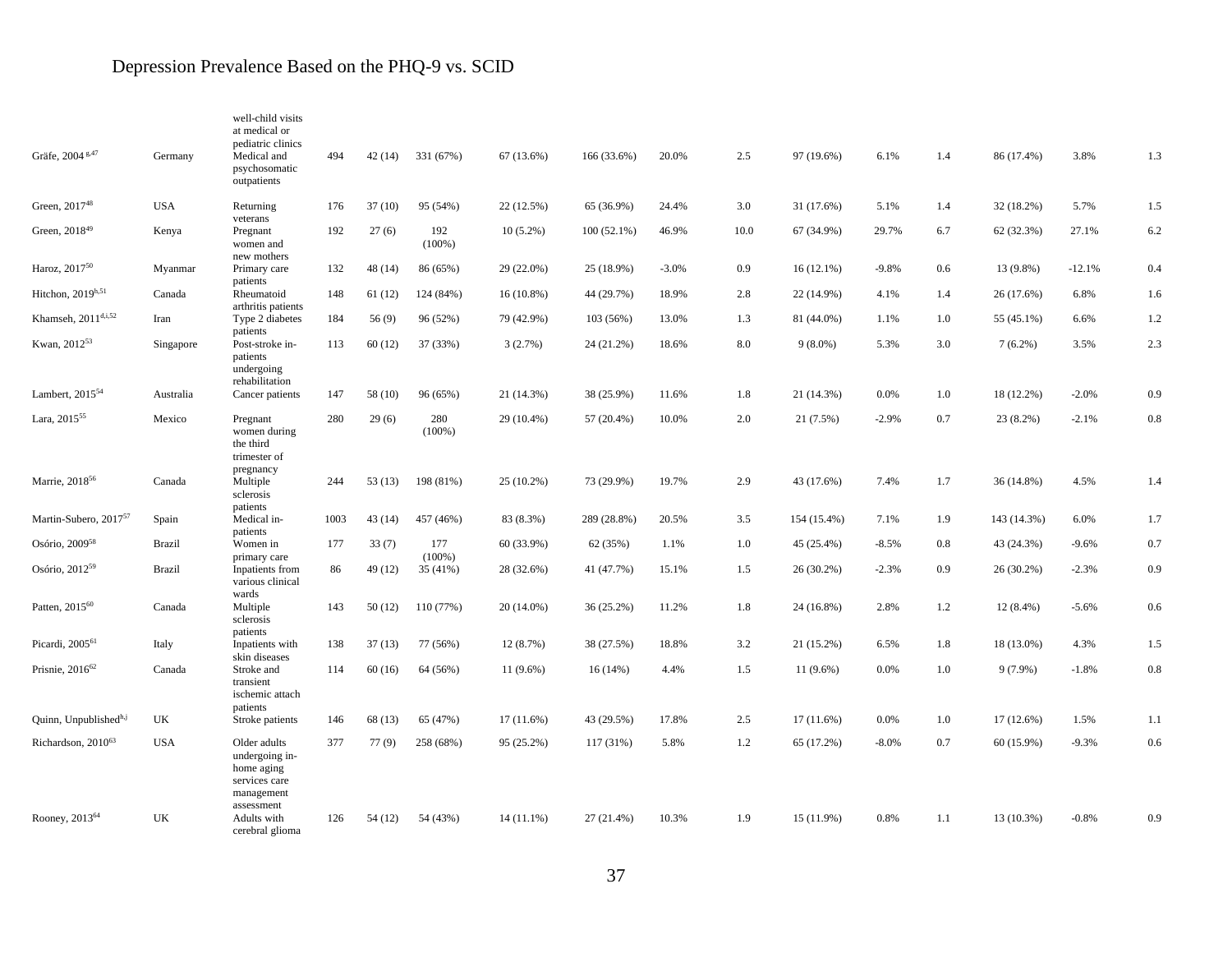# Depression Prevalence Based on the PHQ-9 vs. SCID

| | | | | | | | | | | | | | | | |
|---|---|---|---|---|---|---|---|---|---|---|---|---|---|---|---|
| | | well-child visits at medical or pediatric clinics | | | | | | | | | | | | | |
| Gräfe, 2004 [g,47] | Germany | Medical and psychosomatic outpatients | 494 | 42 (14) | 331 (67%) | 67 (13.6%) | 166 (33.6%) | 20.0% | 2.5 | 97 (19.6%) | 6.1% | 1.4 | 86 (17.4%) | 3.8% | 1.3 |
| Green, 2017[48] | USA | Returning veterans | 176 | 37 (10) | 95 (54%) | 22 (12.5%) | 65 (36.9%) | 24.4% | 3.0 | 31 (17.6%) | 5.1% | 1.4 | 32 (18.2%) | 5.7% | 1.5 |
| Green, 2018[49] | Kenya | Pregnant women and new mothers | 192 | 27 (6) | 192 (100%) | 10 (5.2%) | 100 (52.1%) | 46.9% | 10.0 | 67 (34.9%) | 29.7% | 6.7 | 62 (32.3%) | 27.1% | 6.2 |
| Haroz, 2017[50] | Myanmar | Primary care patients | 132 | 48 (14) | 86 (65%) | 29 (22.0%) | 25 (18.9%) | -3.0% | 0.9 | 16 (12.1%) | -9.8% | 0.6 | 13 (9.8%) | -12.1% | 0.4 |
| Hitchon, 2019[h,51] | Canada | Rheumatoid arthritis patients | 148 | 61 (12) | 124 (84%) | 16 (10.8%) | 44 (29.7%) | 18.9% | 2.8 | 22 (14.9%) | 4.1% | 1.4 | 26 (17.6%) | 6.8% | 1.6 |
| Khamseh, 2011[d,i,52] | Iran | Type 2 diabetes patients | 184 | 56 (9) | 96 (52%) | 79 (42.9%) | 103 (56%) | 13.0% | 1.3 | 81 (44.0%) | 1.1% | 1.0 | 55 (45.1%) | 6.6% | 1.2 |
| Kwan, 2012[53] | Singapore | Post-stroke in-patients undergoing rehabilitation | 113 | 60 (12) | 37 (33%) | 3 (2.7%) | 24 (21.2%) | 18.6% | 8.0 | 9 (8.0%) | 5.3% | 3.0 | 7 (6.2%) | 3.5% | 2.3 |
| Lambert, 2015[54] | Australia | Cancer patients | 147 | 58 (10) | 96 (65%) | 21 (14.3%) | 38 (25.9%) | 11.6% | 1.8 | 21 (14.3%) | 0.0% | 1.0 | 18 (12.2%) | -2.0% | 0.9 |
| Lara, 2015[55] | Mexico | Pregnant women during the third trimester of pregnancy | 280 | 29 (6) | 280 (100%) | 29 (10.4%) | 57 (20.4%) | 10.0% | 2.0 | 21 (7.5%) | -2.9% | 0.7 | 23 (8.2%) | -2.1% | 0.8 |
| Marrie, 2018[56] | Canada | Multiple sclerosis patients | 244 | 53 (13) | 198 (81%) | 25 (10.2%) | 73 (29.9%) | 19.7% | 2.9 | 43 (17.6%) | 7.4% | 1.7 | 36 (14.8%) | 4.5% | 1.4 |
| Martin-Subero, 2017[57] | Spain | Medical in-patients | 1003 | 43 (14) | 457 (46%) | 83 (8.3%) | 289 (28.8%) | 20.5% | 3.5 | 154 (15.4%) | 7.1% | 1.9 | 143 (14.3%) | 6.0% | 1.7 |
| Osório, 2009[58] | Brazil | Women in primary care | 177 | 33 (7) | 177 (100%) | 60 (33.9%) | 62 (35%) | 1.1% | 1.0 | 45 (25.4%) | -8.5% | 0.8 | 43 (24.3%) | -9.6% | 0.7 |
| Osório, 2012[59] | Brazil | Inpatients from various clinical wards | 86 | 49 (12) | 35 (41%) | 28 (32.6%) | 41 (47.7%) | 15.1% | 1.5 | 26 (30.2%) | -2.3% | 0.9 | 26 (30.2%) | -2.3% | 0.9 |
| Patten, 2015[60] | Canada | Multiple sclerosis patients | 143 | 50 (12) | 110 (77%) | 20 (14.0%) | 36 (25.2%) | 11.2% | 1.8 | 24 (16.8%) | 2.8% | 1.2 | 12 (8.4%) | -5.6% | 0.6 |
| Picardi, 2005[61] | Italy | Inpatients with skin diseases | 138 | 37 (13) | 77 (56%) | 12 (8.7%) | 38 (27.5%) | 18.8% | 3.2 | 21 (15.2%) | 6.5% | 1.8 | 18 (13.0%) | 4.3% | 1.5 |
| Prisnie, 2016[62] | Canada | Stroke and transient ischemic attach patients | 114 | 60 (16) | 64 (56%) | 11 (9.6%) | 16 (14%) | 4.4% | 1.5 | 11 (9.6%) | 0.0% | 1.0 | 9 (7.9%) | -1.8% | 0.8 |
| Quinn, Unpublished[h,j] | UK | Stroke patients | 146 | 68 (13) | 65 (47%) | 17 (11.6%) | 43 (29.5%) | 17.8% | 2.5 | 17 (11.6%) | 0.0% | 1.0 | 17 (12.6%) | 1.5% | 1.1 |
| Richardson, 2010[63] | USA | Older adults undergoing in-home aging services care management assessment | 377 | 77 (9) | 258 (68%) | 95 (25.2%) | 117 (31%) | 5.8% | 1.2 | 65 (17.2%) | -8.0% | 0.7 | 60 (15.9%) | -9.3% | 0.6 |
| Rooney, 2013[64] | UK | Adults with cerebral glioma | 126 | 54 (12) | 54 (43%) | 14 (11.1%) | 27 (21.4%) | 10.3% | 1.9 | 15 (11.9%) | 0.8% | 1.1 | 13 (10.3%) | -0.8% | 0.9 |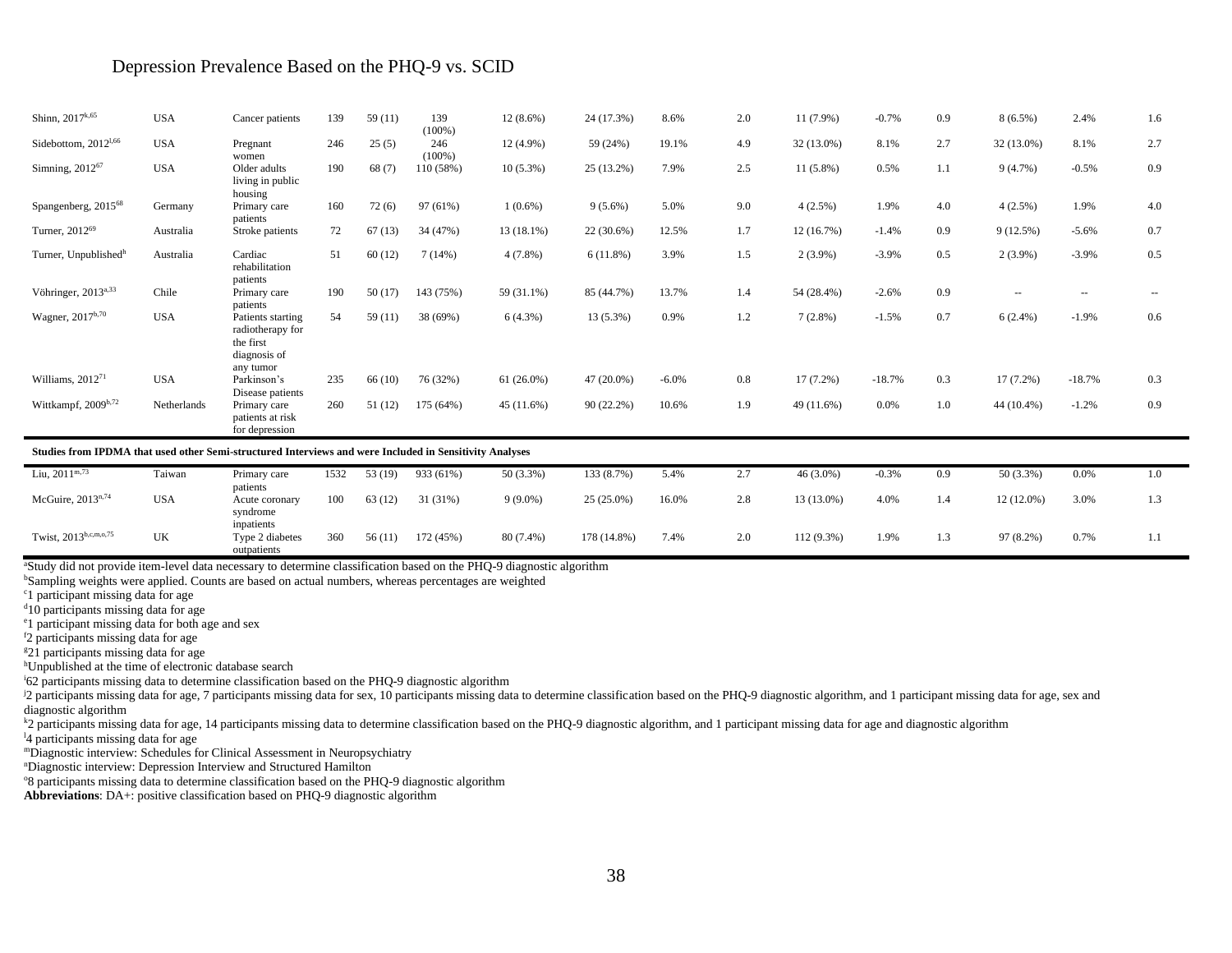Depression Prevalence Based on the PHQ-9 vs. SCID

| | | | | | | | | | | | | | | | |
|---|---|---|---|---|---|---|---|---|---|---|---|---|---|---|---|
| Shinn, 2017[k,65] | USA | Cancer patients | 139 | 59 (11) | 139 (100%) | 12 (8.6%) | 24 (17.3%) | 8.6% | 2.0 | 11 (7.9%) | -0.7% | 0.9 | 8 (6.5%) | 2.4% | 1.6 |
| Sidebottom, 2012[l,66] | USA | Pregnant women | 246 | 25 (5) | 246 (100%) | 12 (4.9%) | 59 (24%) | 19.1% | 4.9 | 32 (13.0%) | 8.1% | 2.7 | 32 (13.0%) | 8.1% | 2.7 |
| Simning, 2012[67] | USA | Older adults living in public housing | 190 | 68 (7) | 110 (58%) | 10 (5.3%) | 25 (13.2%) | 7.9% | 2.5 | 11 (5.8%) | 0.5% | 1.1 | 9 (4.7%) | -0.5% | 0.9 |
| Spangenberg, 2015[68] | Germany | Primary care patients | 160 | 72 (6) | 97 (61%) | 1 (0.6%) | 9 (5.6%) | 5.0% | 9.0 | 4 (2.5%) | 1.9% | 4.0 | 4 (2.5%) | 1.9% | 4.0 |
| Turner, 2012[69] | Australia | Stroke patients | 72 | 67 (13) | 34 (47%) | 13 (18.1%) | 22 (30.6%) | 12.5% | 1.7 | 12 (16.7%) | -1.4% | 0.9 | 9 (12.5%) | -5.6% | 0.7 |
| Turner, Unpublished[h] | Australia | Cardiac rehabilitation patients | 51 | 60 (12) | 7 (14%) | 4 (7.8%) | 6 (11.8%) | 3.9% | 1.5 | 2 (3.9%) | -3.9% | 0.5 | 2 (3.9%) | -3.9% | 0.5 |
| Vöhringer, 2013[a,33] | Chile | Primary care patients | 190 | 50 (17) | 143 (75%) | 59 (31.1%) | 85 (44.7%) | 13.7% | 1.4 | 54 (28.4%) | -2.6% | 0.9 | -- | -- | -- |
| Wagner, 2017[b,70] | USA | Patients starting radiotherapy for the first diagnosis of any tumor | 54 | 59 (11) | 38 (69%) | 6 (4.3%) | 13 (5.3%) | 0.9% | 1.2 | 7 (2.8%) | -1.5% | 0.7 | 6 (2.4%) | -1.9% | 0.6 |
| Williams, 2012[71] | USA | Parkinson's Disease patients | 235 | 66 (10) | 76 (32%) | 61 (26.0%) | 47 (20.0%) | -6.0% | 0.8 | 17 (7.2%) | -18.7% | 0.3 | 17 (7.2%) | -18.7% | 0.3 |
| Wittkampf, 2009[b,72] | Netherlands | Primary care patients at risk for depression | 260 | 51 (12) | 175 (64%) | 45 (11.6%) | 90 (22.2%) | 10.6% | 1.9 | 49 (11.6%) | 0.0% | 1.0 | 44 (10.4%) | -1.2% | 0.9 |
| **Studies from IPDMA that used other Semi-structured Interviews and were Included in Sensitivity Analyses** | | | | | | | | | | | | | | | |
| Liu, 2011[m,73] | Taiwan | Primary care patients | 1532 | 53 (19) | 933 (61%) | 50 (3.3%) | 133 (8.7%) | 5.4% | 2.7 | 46 (3.0%) | -0.3% | 0.9 | 50 (3.3%) | 0.0% | 1.0 |
| McGuire, 2013[n,74] | USA | Acute coronary syndrome inpatients | 100 | 63 (12) | 31 (31%) | 9 (9.0%) | 25 (25.0%) | 16.0% | 2.8 | 13 (13.0%) | 4.0% | 1.4 | 12 (12.0%) | 3.0% | 1.3 |
| Twist, 2013[b,c,m,o,75] | UK | Type 2 diabetes outpatients | 360 | 56 (11) | 172 (45%) | 80 (7.4%) | 178 (14.8%) | 7.4% | 2.0 | 112 (9.3%) | 1.9% | 1.3 | 97 (8.2%) | 0.7% | 1.1 |

[a]Study did not provide item-level data necessary to determine classification based on the PHQ-9 diagnostic algorithm
[b]Sampling weights were applied. Counts are based on actual numbers, whereas percentages are weighted
[c]1 participant missing data for age
[d]10 participants missing data for age
[e]1 participant missing data for both age and sex
[f]2 participants missing data for age
[g]21 participants missing data for age
[h]Unpublished at the time of electronic database search
[i]62 participants missing data to determine classification based on the PHQ-9 diagnostic algorithm
[j]2 participants missing data for age, 7 participants missing data for sex, 10 participants missing data to determine classification based on the PHQ-9 diagnostic algorithm, and 1 participant missing data for age, sex and diagnostic algorithm
[k]2 participants missing data for age, 14 participants missing data to determine classification based on the PHQ-9 diagnostic algorithm, and 1 participant missing data for age and diagnostic algorithm
[l]4 participants missing data for age
[m]Diagnostic interview: Schedules for Clinical Assessment in Neuropsychiatry
[n]Diagnostic interview: Depression Interview and Structured Hamilton
[o]8 participants missing data to determine classification based on the PHQ-9 diagnostic algorithm
**Abbreviations**: DA+: positive classification based on PHQ-9 diagnostic algorithm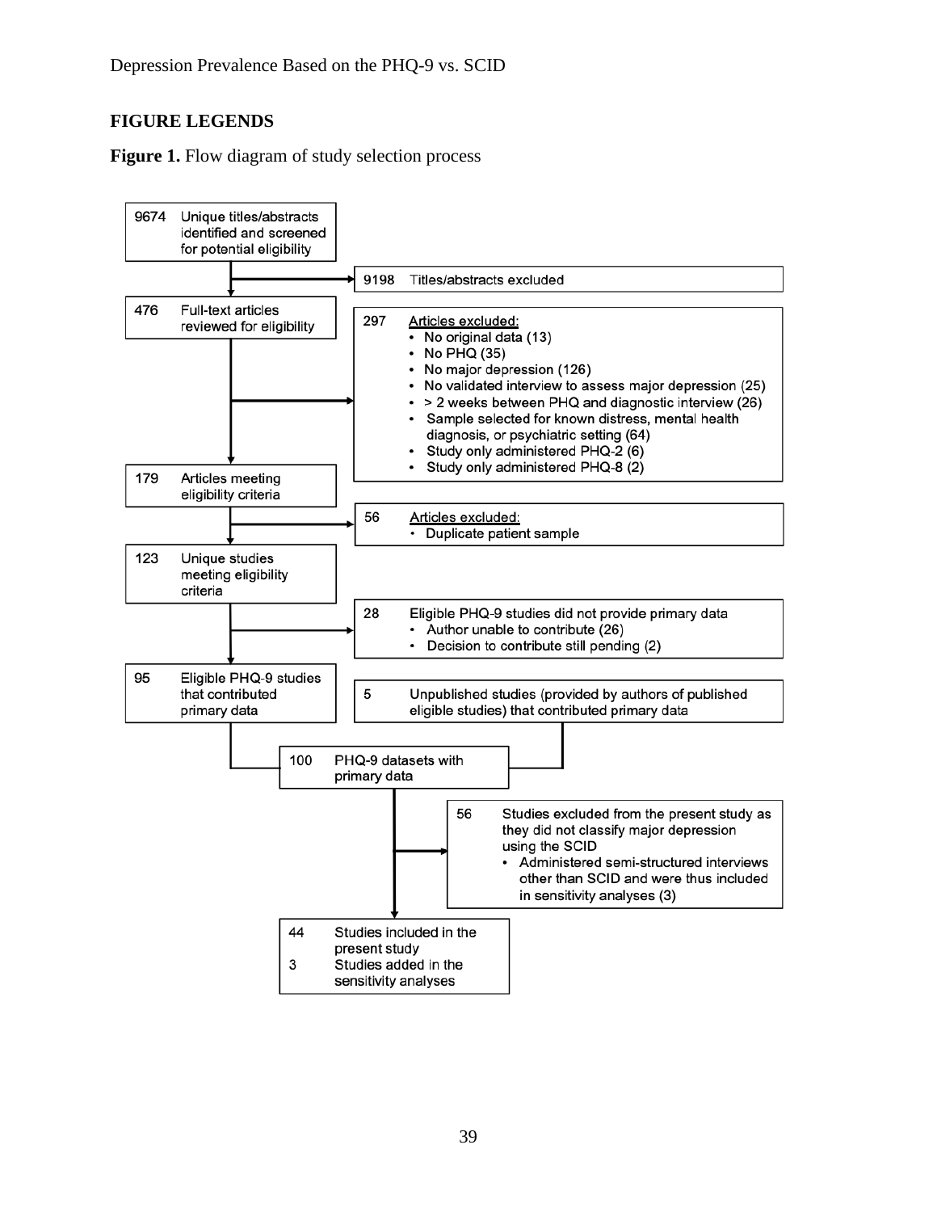**FIGURE LEGENDS**

**Figure 1.** Flow diagram of study selection process

9674 Unique titles/abstracts identified and screened for potential eligibility

9198 Titles/abstracts excluded

476 Full-text articles reviewed for eligibility

297 Articles excluded:
- No original data (13)
- No PHQ (35)
- No major depression (126)
- No validated interview to assess major depression (25)
- > 2 weeks between PHQ and diagnostic interview (26)
- Sample selected for known distress, mental health diagnosis, or psychiatric setting (64)
- Study only administered PHQ-2 (6)
- Study only administered PHQ-8 (2)

179 Articles meeting eligibility criteria

56 Articles excluded:
- Duplicate patient sample

123 Unique studies meeting eligibility criteria

28 Eligible PHQ-9 studies did not provide primary data
- Author unable to contribute (26)
- Decision to contribute still pending (2)

95 Eligible PHQ-9 studies that contributed primary data

5 Unpublished studies (provided by authors of published eligible studies) that contributed primary data

100 PHQ-9 datasets with primary data

56 Studies excluded from the present study as they did not classify major depression using the SCID
- Administered semi-structured interviews other than SCID and were thus included in sensitivity analyses (3)

44 Studies included in the present study
3 Studies added in the sensitivity analyses